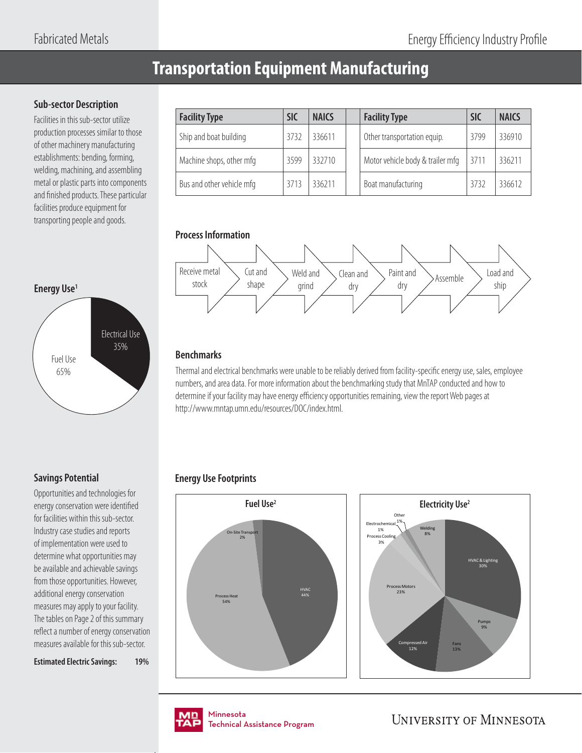Fabricated Metals

Energy Efficiency Industry Profile

# Transportation Equipment Manufacturing

## Sub-sector Description

Facilities in this sub-sector utilize production processes similar to those of other machinery manufacturing establishments: bending, forming, welding, machining, and assembling metal or plastic parts into components and finished products. These particular facilities produce equipment for transporting people and goods.

| Facility Type | SIC | NAICS | Facility Type | SIC | NAICS |
|---|---|---|---|---|---|
| Ship and boat building | 3732 | 336611 | Other transportation equip. | 3799 | 336910 |
| Machine shops, other mfg | 3599 | 332710 | Motor vehicle body & trailer mfg | 3711 | 336211 |
| Bus and other vehicle mfg | 3713 | 336211 | Boat manufacturing | 3732 | 336612 |

## Process Information

Receive metal stock → Cut and shape → Weld and grind → Clean and dry → Paint and dry → Assemble → Load and ship

## Energy Use[1]

- Electrical Use 35%
- Fuel Use 65%

## Benchmarks

Thermal and electrical benchmarks were unable to be reliably derived from facility-specific energy use, sales, employee numbers, and area data. For more information about the benchmarking study that MnTAP conducted and how to determine if your facility may have energy efficiency opportunities remaining, view the report Web pages at http://www.mntap.umn.edu/resources/DOC/index.html.

## Savings Potential

Opportunities and technologies for energy conservation were identified for facilities within this sub-sector. Industry case studies and reports of implementation were used to determine what opportunities may be available and achievable savings from those opportunities. However, additional energy conservation measures may apply to your facility. The tables on Page 2 of this summary reflect a number of energy conservation measures available for this sub-sector.

**Estimated Electric Savings: 19%**

## Energy Use Footprints

**Fuel Use[2]**

- HVAC 44%
- Process Heat 54%
- On-Site Transport 2%

**Electricity Use[2]**

- HVAC & Lighting 30%
- Pumps 9%
- Fans 13%
- Compressed Air 12%
- Process Motors 23%
- Process Cooling 3%
- Electrochemical 1%
- Other 1%
- Welding 8%

Minnesota Technical Assistance Program

University of Minnesota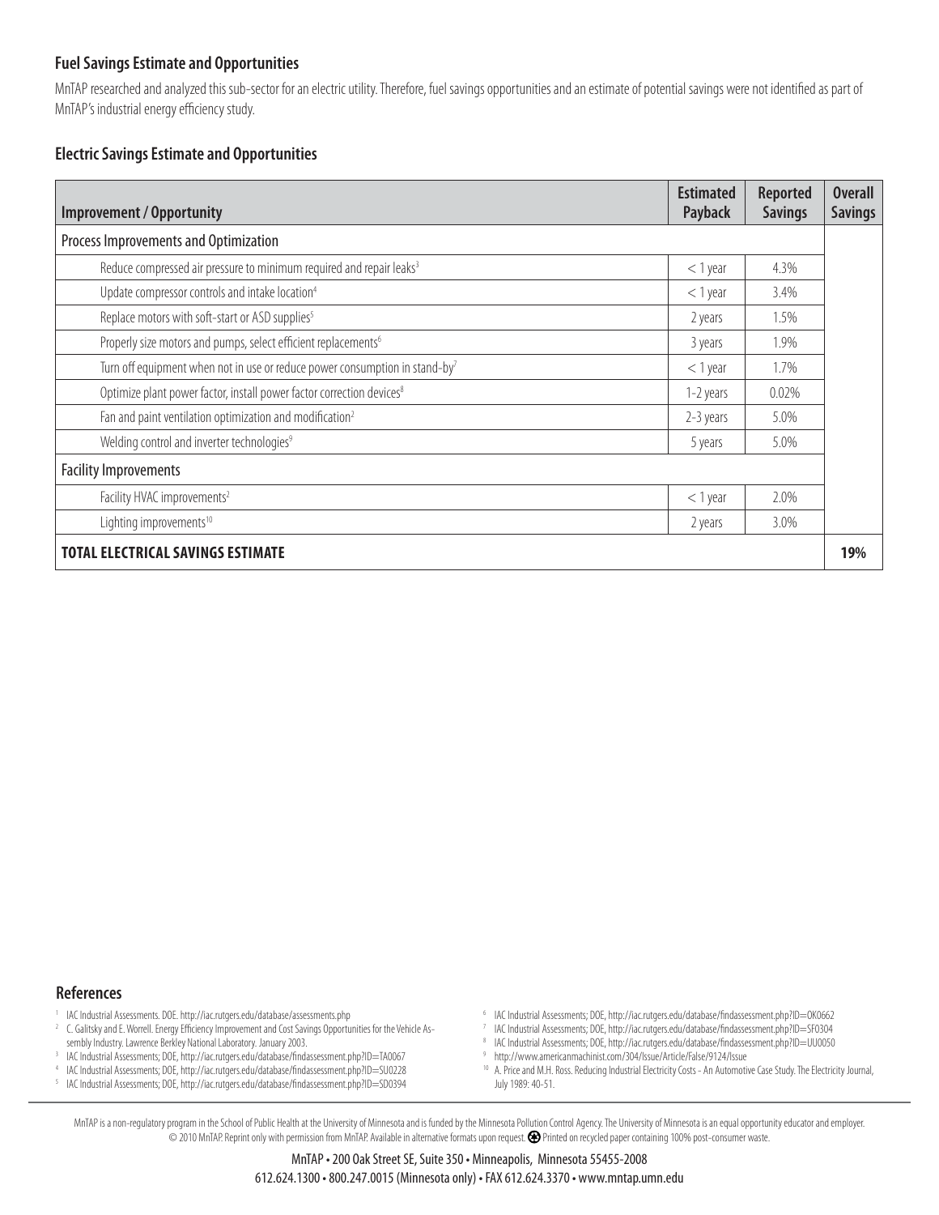### Fuel Savings Estimate and Opportunities

MnTAP researched and analyzed this sub-sector for an electric utility. Therefore, fuel savings opportunities and an estimate of potential savings were not identified as part of MnTAP's industrial energy efficiency study.

### Electric Savings Estimate and Opportunities

| Improvement / Opportunity | Estimated Payback | Reported Savings | Overall Savings |
|---|---|---|---|
| Process Improvements and Optimization | | | |
| Reduce compressed air pressure to minimum required and repair leaks[3] | < 1 year | 4.3% | |
| Update compressor controls and intake location[4] | < 1 year | 3.4% | |
| Replace motors with soft-start or ASD supplies[5] | 2 years | 1.5% | |
| Properly size motors and pumps, select efficient replacements[6] | 3 years | 1.9% | |
| Turn off equipment when not in use or reduce power consumption in stand-by[7] | < 1 year | 1.7% | |
| Optimize plant power factor, install power factor correction devices[8] | 1-2 years | 0.02% | |
| Fan and paint ventilation optimization and modification[2] | 2-3 years | 5.0% | |
| Welding control and inverter technologies[9] | 5 years | 5.0% | |
| Facility Improvements | | | |
| Facility HVAC improvements[2] | < 1 year | 2.0% | |
| Lighting improvements[10] | 2 years | 3.0% | |
| **TOTAL ELECTRICAL SAVINGS ESTIMATE** | | | **19%** |

### References

1. IAC Industrial Assessments. DOE. http://iac.rutgers.edu/database/assessments.php
2. C. Galitsky and E. Worrell. Energy Efficiency Improvement and Cost Savings Opportunities for the Vehicle Assembly Industry. Lawrence Berkley National Laboratory. January 2003.
3. IAC Industrial Assessments; DOE, http://iac.rutgers.edu/database/findassessment.php?ID=TA0067
4. IAC Industrial Assessments; DOE, http://iac.rutgers.edu/database/findassessment.php?ID=SU0228
5. IAC Industrial Assessments; DOE, http://iac.rutgers.edu/database/findassessment.php?ID=SD0394
6. IAC Industrial Assessments; DOE, http://iac.rutgers.edu/database/findassessment.php?ID=OK0662
7. IAC Industrial Assessments; DOE, http://iac.rutgers.edu/database/findassessment.php?ID=SF0304
8. IAC Industrial Assessments; DOE, http://iac.rutgers.edu/database/findassessment.php?ID=UU0050
9. http://www.americanmachinist.com/304/Issue/Article/False/9124/Issue
10. A. Price and M.H. Ross. Reducing Industrial Electricity Costs - An Automotive Case Study. The Electricity Journal, July 1989: 40-51.

MnTAP is a non-regulatory program in the School of Public Health at the University of Minnesota and is funded by the Minnesota Pollution Control Agency. The University of Minnesota is an equal opportunity educator and employer. © 2010 MnTAP. Reprint only with permission from MnTAP. Available in alternative formats upon request. Printed on recycled paper containing 100% post-consumer waste.

MnTAP • 200 Oak Street SE, Suite 350 • Minneapolis, Minnesota 55455-2008
612.624.1300 • 800.247.0015 (Minnesota only) • FAX 612.624.3370 • www.mntap.umn.edu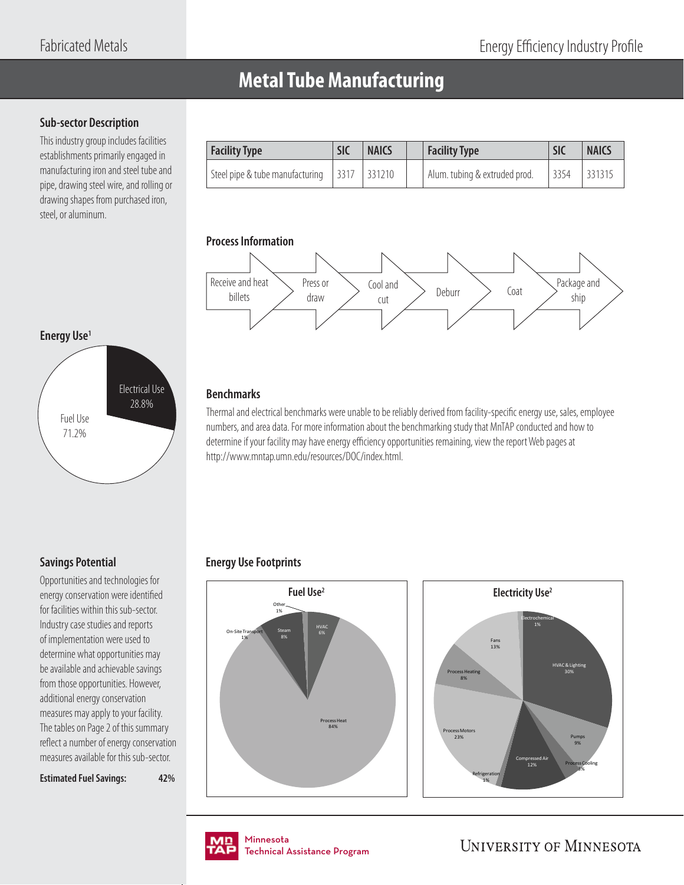# Metal Tube Manufacturing

## Sub-sector Description

This industry group includes facilities establishments primarily engaged in manufacturing iron and steel tube and pipe, drawing steel wire, and rolling or drawing shapes from purchased iron, steel, or aluminum.

| Facility Type | SIC | NAICS | | Facility Type | SIC | NAICS |
|---|---|---|---|---|---|---|
| Steel pipe & tube manufacturing | 3317 | 331210 | | Alum. tubing & extruded prod. | 3354 | 331315 |

## Process Information

Receive and heat billets → Press or draw → Cool and cut → Deburr → Coat → Package and ship

## Energy Use[1]

Electrical Use 28.8%

Fuel Use 71.2%

## Benchmarks

Thermal and electrical benchmarks were unable to be reliably derived from facility-specific energy use, sales, employee numbers, and area data. For more information about the benchmarking study that MnTAP conducted and how to determine if your facility may have energy efficiency opportunities remaining, view the report Web pages at http://www.mntap.umn.edu/resources/DOC/index.html.

## Savings Potential

Opportunities and technologies for energy conservation were identified for facilities within this sub-sector. Industry case studies and reports of implementation were used to determine what opportunities may be available and achievable savings from those opportunities. However, additional energy conservation measures may apply to your facility. The tables on Page 2 of this summary reflect a number of energy conservation measures available for this sub-sector.

**Estimated Fuel Savings: 42%**

## Energy Use Footprints

**Fuel Use[2]**

Other 1%
HVAC 6%
Steam 8%
On-Site Transport 1%
Process Heat 84%

**Electricity Use[2]**

Electrochemical 1%
HVAC & Lighting 30%
Pumps 9%
Process Cooling 3%
Compressed Air 12%
Refrigeration 1%
Process Motors 23%
Process Heating 8%
Fans 13%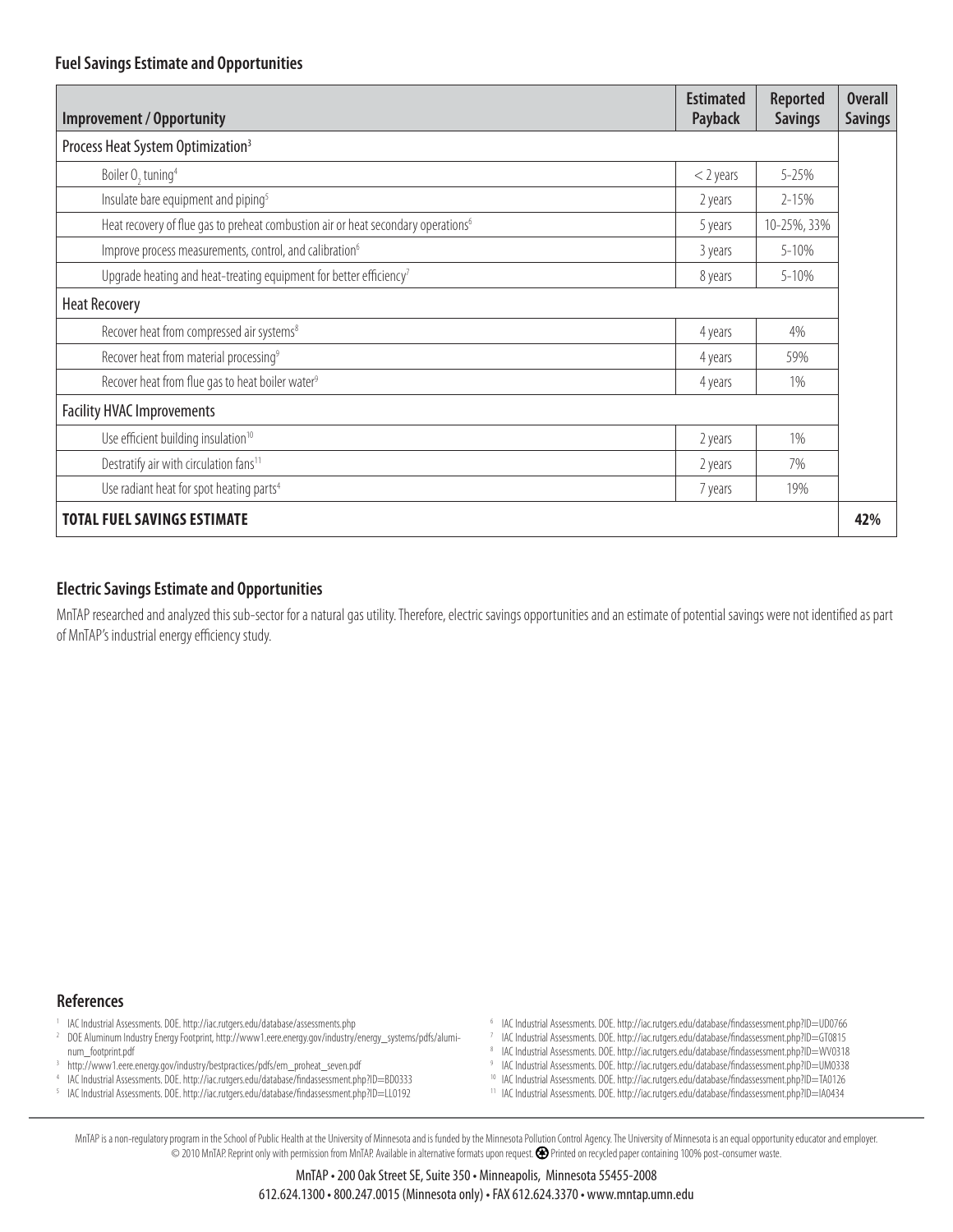## Fuel Savings Estimate and Opportunities

| Improvement / Opportunity | Estimated Payback | Reported Savings | Overall Savings |
|---|---|---|---|
| Process Heat System Optimization[3] | | | |
| Boiler $O_2$ tuning[4] | < 2 years | 5-25% | |
| Insulate bare equipment and piping[5] | 2 years | 2-15% | |
| Heat recovery of flue gas to preheat combustion air or heat secondary operations[6] | 5 years | 10-25%, 33% | |
| Improve process measurements, control, and calibration[6] | 3 years | 5-10% | |
| Upgrade heating and heat-treating equipment for better efficiency[7] | 8 years | 5-10% | |
| Heat Recovery | | | |
| Recover heat from compressed air systems[8] | 4 years | 4% | |
| Recover heat from material processing[9] | 4 years | 59% | |
| Recover heat from flue gas to heat boiler water[9] | 4 years | 1% | |
| Facility HVAC Improvements | | | |
| Use efficient building insulation[10] | 2 years | 1% | |
| Destratify air with circulation fans[11] | 2 years | 7% | |
| Use radiant heat for spot heating parts[4] | 7 years | 19% | |
| **TOTAL FUEL SAVINGS ESTIMATE** | | | **42%** |

## Electric Savings Estimate and Opportunities

MnTAP researched and analyzed this sub-sector for a natural gas utility. Therefore, electric savings opportunities and an estimate of potential savings were not identified as part of MnTAP's industrial energy efficiency study.

## References

1. IAC Industrial Assessments. DOE. http://iac.rutgers.edu/database/assessments.php
2. DOE Aluminum Industry Energy Footprint, http://www1.eere.energy.gov/industry/energy_systems/pdfs/aluminum_footprint.pdf
3. http://www1.eere.energy.gov/industry/bestpractices/pdfs/em_proheat_seven.pdf
4. IAC Industrial Assessments. DOE. http://iac.rutgers.edu/database/findassessment.php?ID=BD0333
5. IAC Industrial Assessments. DOE. http://iac.rutgers.edu/database/findassessment.php?ID=LL0192
6. IAC Industrial Assessments. DOE. http://iac.rutgers.edu/database/findassessment.php?ID=UD0766
7. IAC Industrial Assessments. DOE. http://iac.rutgers.edu/database/findassessment.php?ID=GT0815
8. IAC Industrial Assessments. DOE. http://iac.rutgers.edu/database/findassessment.php?ID=WV0318
9. IAC Industrial Assessments. DOE. http://iac.rutgers.edu/database/findassessment.php?ID=UM0338
10. IAC Industrial Assessments. DOE. http://iac.rutgers.edu/database/findassessment.php?ID=TA0126
11. IAC Industrial Assessments. DOE. http://iac.rutgers.edu/database/findassessment.php?ID=IA0434

MnTAP is a non-regulatory program in the School of Public Health at the University of Minnesota and is funded by the Minnesota Pollution Control Agency. The University of Minnesota is an equal opportunity educator and employer. © 2010 MnTAP. Reprint only with permission from MnTAP. Available in alternative formats upon request. Printed on recycled paper containing 100% post-consumer waste.

MnTAP • 200 Oak Street SE, Suite 350 • Minneapolis, Minnesota 55455-2008
612.624.1300 • 800.247.0015 (Minnesota only) • FAX 612.624.3370 • www.mntap.umn.edu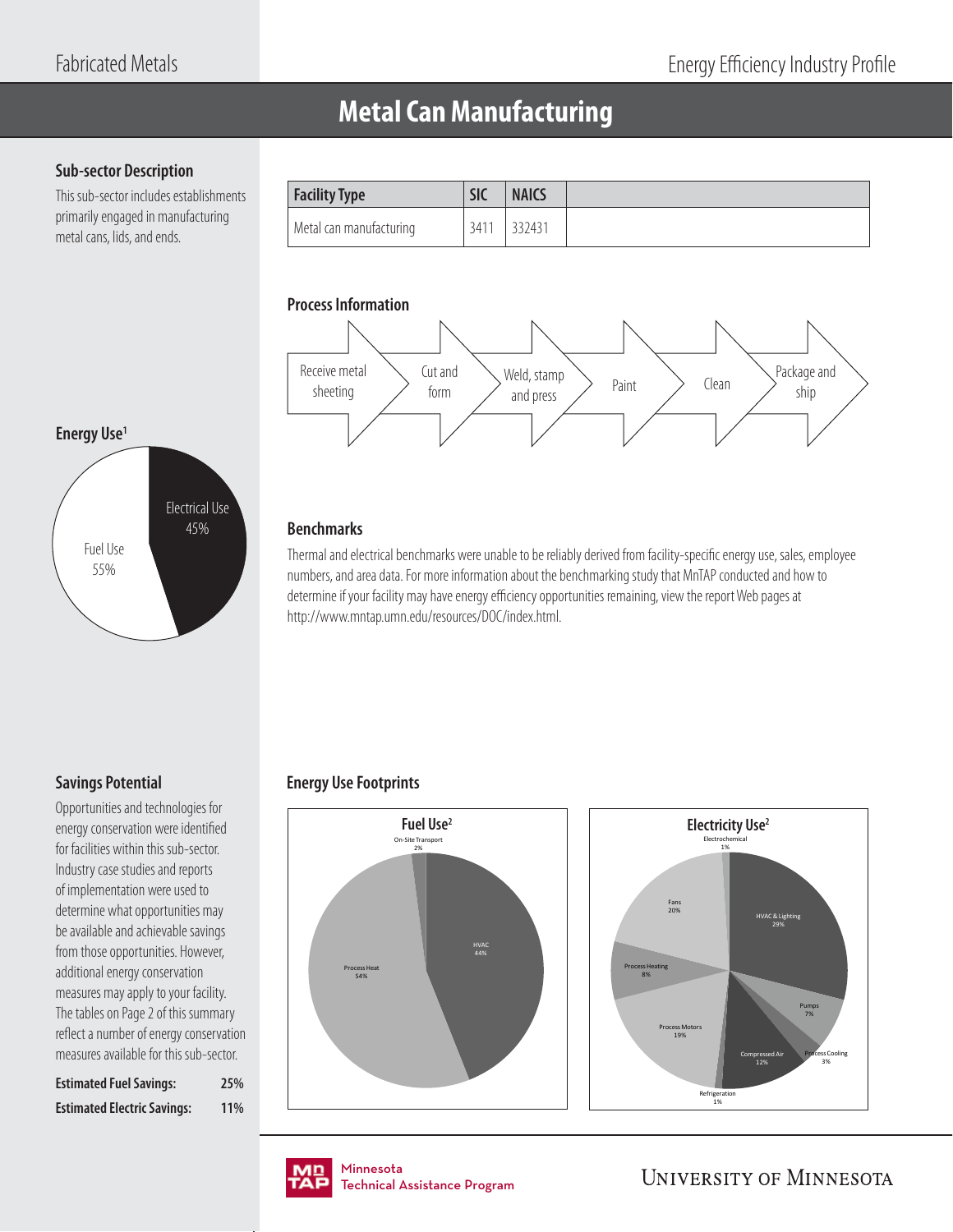# Metal Can Manufacturing

## Sub-sector Description

This sub-sector includes establishments primarily engaged in manufacturing metal cans, lids, and ends.

| Facility Type | SIC | NAICS | |
|---|---|---|---|
| Metal can manufacturing | 3411 | 332431 | |

## Process Information

Receive metal sheeting → Cut and form → Weld, stamp and press → Paint → Clean → Package and ship

## Energy Use[1]

Electrical Use 45%

Fuel Use 55%

## Benchmarks

Thermal and electrical benchmarks were unable to be reliably derived from facility-specific energy use, sales, employee numbers, and area data. For more information about the benchmarking study that MnTAP conducted and how to determine if your facility may have energy efficiency opportunities remaining, view the report Web pages at http://www.mntap.umn.edu/resources/DOC/index.html.

## Savings Potential

Opportunities and technologies for energy conservation were identified for facilities within this sub-sector. Industry case studies and reports of implementation were used to determine what opportunities may be available and achievable savings from those opportunities. However, additional energy conservation measures may apply to your facility. The tables on Page 2 of this summary reflect a number of energy conservation measures available for this sub-sector.

**Estimated Fuel Savings:** 25%

**Estimated Electric Savings:** 11%

## Energy Use Footprints

**Fuel Use[2]**

On-Site Transport 2%

HVAC 44%

Process Heat 54%

**Electricity Use[2]**

Electrochemical 1%

HVAC & Lighting 29%

Pumps 7%

Process Cooling 3%

Compressed Air 12%

Refrigeration 1%

Process Motors 19%

Process Heating 8%

Fans 20%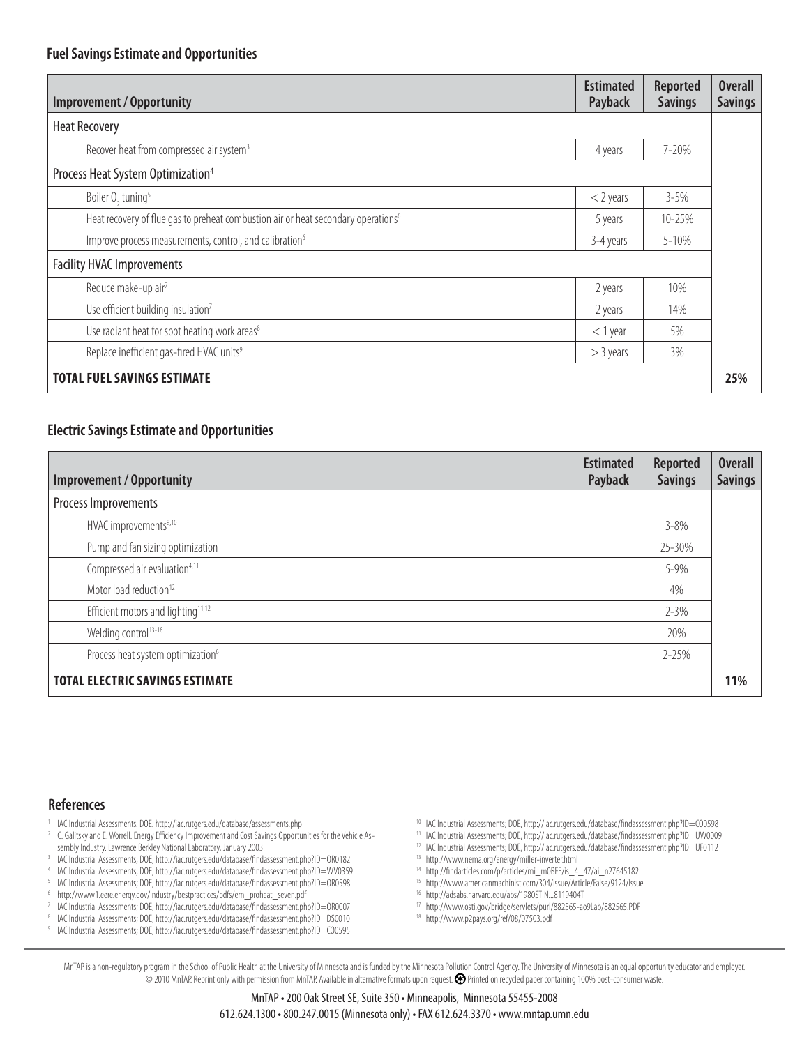### Fuel Savings Estimate and Opportunities

| Improvement / Opportunity | Estimated Payback | Reported Savings | Overall Savings |
|---|---|---|---|
| Heat Recovery | | | |
| Recover heat from compressed air system[3] | 4 years | 7-20% | |
| Process Heat System Optimization[4] | | | |
| Boiler $O_2$ tuning[5] | < 2 years | 3-5% | |
| Heat recovery of flue gas to preheat combustion air or heat secondary operations[6] | 5 years | 10-25% | |
| Improve process measurements, control, and calibration[6] | 3-4 years | 5-10% | |
| Facility HVAC Improvements | | | |
| Reduce make-up air[7] | 2 years | 10% | |
| Use efficient building insulation[7] | 2 years | 14% | |
| Use radiant heat for spot heating work areas[8] | < 1 year | 5% | |
| Replace inefficient gas-fired HVAC units[9] | > 3 years | 3% | |
| **TOTAL FUEL SAVINGS ESTIMATE** | | | **25%** |

### Electric Savings Estimate and Opportunities

| Improvement / Opportunity | Estimated Payback | Reported Savings | Overall Savings |
|---|---|---|---|
| Process Improvements | | | |
| HVAC improvements[9,10] | | 3-8% | |
| Pump and fan sizing optimization | | 25-30% | |
| Compressed air evaluation[4,11] | | 5-9% | |
| Motor load reduction[12] | | 4% | |
| Efficient motors and lighting[11,12] | | 2-3% | |
| Welding control[13-18] | | 20% | |
| Process heat system optimization[6] | | 2-25% | |
| **TOTAL ELECTRIC SAVINGS ESTIMATE** | | | **11%** |

### References

1. IAC Industrial Assessments. DOE. http://iac.rutgers.edu/database/assessments.php
2. C. Galitsky and E. Worrell. Energy Efficiency Improvement and Cost Savings Opportunities for the Vehicle Assembly Industry. Lawrence Berkley National Laboratory, January 2003.
3. IAC Industrial Assessments; DOE, http://iac.rutgers.edu/database/findassessment.php?ID=OR0182
4. IAC Industrial Assessments; DOE, http://iac.rutgers.edu/database/findassessment.php?ID=WV0359
5. IAC Industrial Assessments; DOE, http://iac.rutgers.edu/database/findassessment.php?ID=OR0598
6. http://www1.eere.energy.gov/industry/bestpractices/pdfs/em_proheat_seven.pdf
7. IAC Industrial Assessments; DOE, http://iac.rutgers.edu/database/findassessment.php?ID=OR0007
8. IAC Industrial Assessments; DOE, http://iac.rutgers.edu/database/findassessment.php?ID=DS0010
9. IAC Industrial Assessments; DOE, http://iac.rutgers.edu/database/findassessment.php?ID=CO0595
10. IAC Industrial Assessments; DOE, http://iac.rutgers.edu/database/findassessment.php?ID=CO0598
11. IAC Industrial Assessments; DOE, http://iac.rutgers.edu/database/findassessment.php?ID=UW0009
12. IAC Industrial Assessments; DOE, http://iac.rutgers.edu/database/findassessment.php?ID=UF0112
13. http://www.nema.org/energy/miller-inverter.html
14. http://findarticles.com/p/articles/mi_m0BFE/is_4_47/ai_n27645182
15. http://www.americanmachinist.com/304/Issue/Article/False/9124/Issue
16. http://adsabs.harvard.edu/abs/1980STIN...8119404T
17. http://www.osti.gov/bridge/servlets/purl/882565-ao9Lab/882565.PDF
18. http://www.p2pays.org/ref/08/07503.pdf

MnTAP is a non-regulatory program in the School of Public Health at the University of Minnesota and is funded by the Minnesota Pollution Control Agency. The University of Minnesota is an equal opportunity educator and employer. © 2010 MnTAP. Reprint only with permission from MnTAP. Available in alternative formats upon request. Printed on recycled paper containing 100% post-consumer waste.

MnTAP • 200 Oak Street SE, Suite 350 • Minneapolis, Minnesota 55455-2008
612.624.1300 • 800.247.0015 (Minnesota only) • FAX 612.624.3370 • www.mntap.umn.edu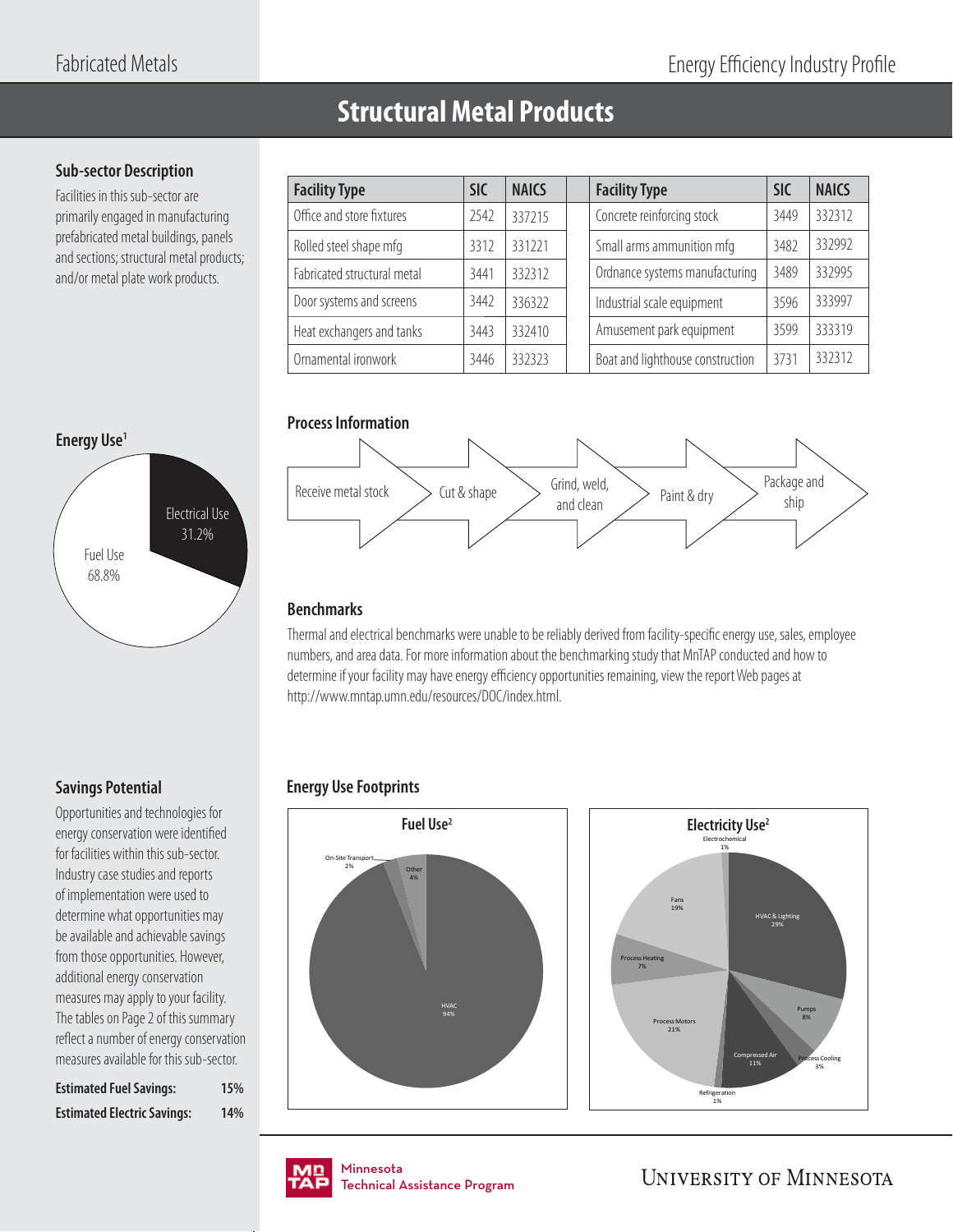# Structural Metal Products

## Sub-sector Description

Facilities in this sub-sector are primarily engaged in manufacturing prefabricated metal buildings, panels and sections; structural metal products; and/or metal plate work products.

| Facility Type | SIC | NAICS | Facility Type | SIC | NAICS |
|---|---|---|---|---|---|
| Office and store fixtures | 2542 | 337215 | Concrete reinforcing stock | 3449 | 332312 |
| Rolled steel shape mfg | 3312 | 331221 | Small arms ammunition mfg | 3482 | 332992 |
| Fabricated structural metal | 3441 | 332312 | Ordnance systems manufacturing | 3489 | 332995 |
| Door systems and screens | 3442 | 336322 | Industrial scale equipment | 3596 | 333997 |
| Heat exchangers and tanks | 3443 | 332410 | Amusement park equipment | 3599 | 333319 |
| Ornamental ironwork | 3446 | 332323 | Boat and lighthouse construction | 3731 | 332312 |

## Energy Use[1]

- Electrical Use 31.2%
- Fuel Use 68.8%

## Process Information

Receive metal stock → Cut & shape → Grind, weld, and clean → Paint & dry → Package and ship

## Benchmarks

Thermal and electrical benchmarks were unable to be reliably derived from facility-specific energy use, sales, employee numbers, and area data. For more information about the benchmarking study that MnTAP conducted and how to determine if your facility may have energy efficiency opportunities remaining, view the report Web pages at http://www.mntap.umn.edu/resources/DOC/index.html.

## Savings Potential

Opportunities and technologies for energy conservation were identified for facilities within this sub-sector. Industry case studies and reports of implementation were used to determine what opportunities may be available and achievable savings from those opportunities. However, additional energy conservation measures may apply to your facility. The tables on Page 2 of this summary reflect a number of energy conservation measures available for this sub-sector.

**Estimated Fuel Savings:** 15%

**Estimated Electric Savings:** 14%

## Energy Use Footprints

### Fuel Use[2]

- HVAC 94%
- Other 4%
- On-Site Transport 2%

### Electricity Use[2]

- HVAC & Lighting 29%
- Pumps 8%
- Process Cooling 3%
- Compressed Air 11%
- Refrigeration 1%
- Process Motors 21%
- Process Heating 7%
- Fans 19%
- Electrochemical 1%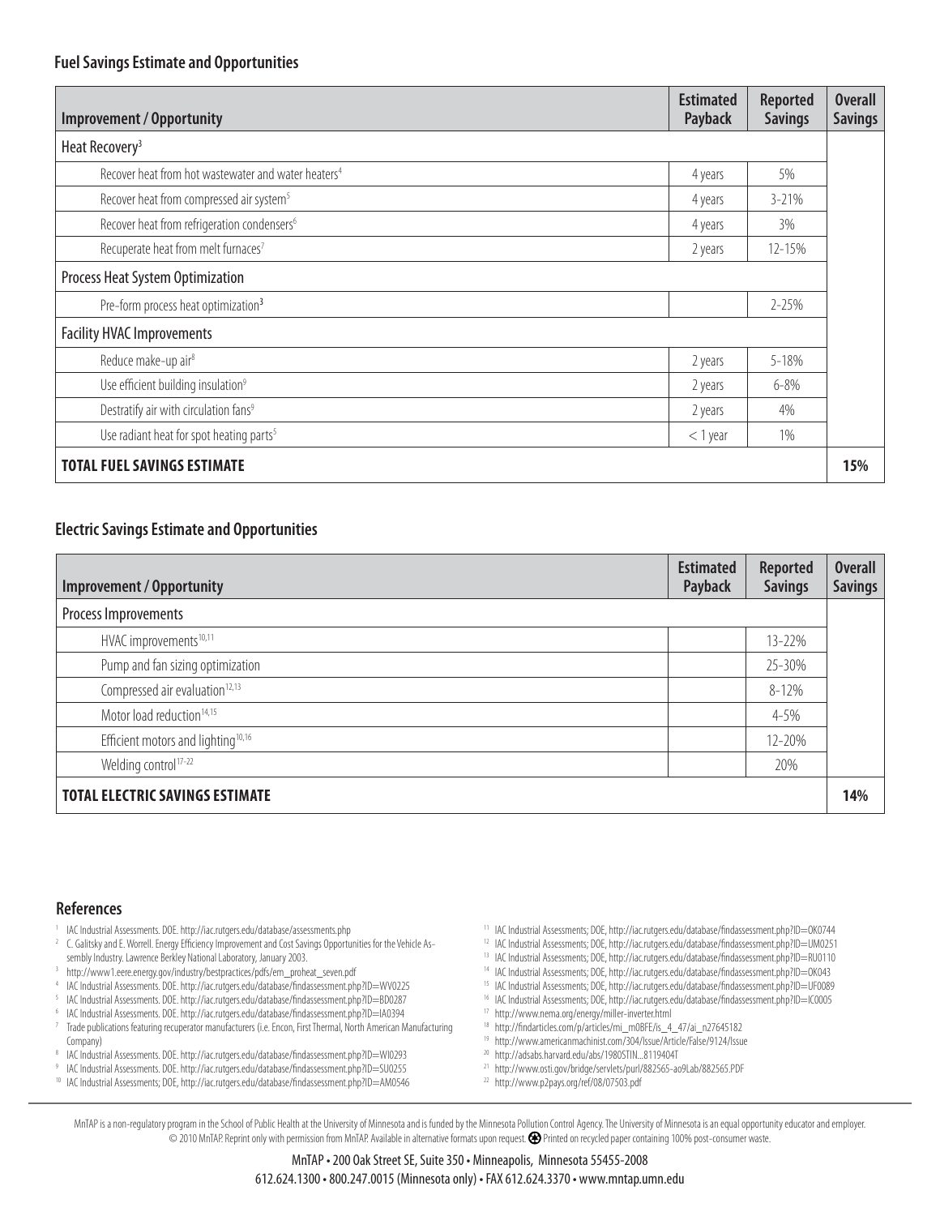### Fuel Savings Estimate and Opportunities

| Improvement / Opportunity | Estimated Payback | Reported Savings | Overall Savings |
|---|---|---|---|
| Heat Recovery[3] | | | |
| Recover heat from hot wastewater and water heaters[4] | 4 years | 5% | |
| Recover heat from compressed air system[5] | 4 years | 3-21% | |
| Recover heat from refrigeration condensers[6] | 4 years | 3% | |
| Recuperate heat from melt furnaces[7] | 2 years | 12-15% | |
| Process Heat System Optimization | | | |
| Pre-form process heat optimization[3] | | 2-25% | |
| Facility HVAC Improvements | | | |
| Reduce make-up air[8] | 2 years | 5-18% | |
| Use efficient building insulation[9] | 2 years | 6-8% | |
| Destratify air with circulation fans[9] | 2 years | 4% | |
| Use radiant heat for spot heating parts[5] | < 1 year | 1% | |
| **TOTAL FUEL SAVINGS ESTIMATE** | | | **15%** |

### Electric Savings Estimate and Opportunities

| Improvement / Opportunity | Estimated Payback | Reported Savings | Overall Savings |
|---|---|---|---|
| Process Improvements | | | |
| HVAC improvements[10,11] | | 13-22% | |
| Pump and fan sizing optimization | | 25-30% | |
| Compressed air evaluation[12,13] | | 8-12% | |
| Motor load reduction[14,15] | | 4-5% | |
| Efficient motors and lighting[10,16] | | 12-20% | |
| Welding control[17-22] | | 20% | |
| **TOTAL ELECTRIC SAVINGS ESTIMATE** | | | **14%** |

### References

1. IAC Industrial Assessments. DOE. http://iac.rutgers.edu/database/assessments.php
2. C. Galitsky and E. Worrell. Energy Efficiency Improvement and Cost Savings Opportunities for the Vehicle Assembly Industry. Lawrence Berkley National Laboratory, January 2003.
3. http://www1.eere.energy.gov/industry/bestpractices/pdfs/em_proheat_seven.pdf
4. IAC Industrial Assessments. DOE. http://iac.rutgers.edu/database/findassessment.php?ID=WV0225
5. IAC Industrial Assessments. DOE. http://iac.rutgers.edu/database/findassessment.php?ID=BD0287
6. IAC Industrial Assessments. DOE. http://iac.rutgers.edu/database/findassessment.php?ID=IA0394
7. Trade publications featuring recuperator manufacturers (i.e. Encon, First Thermal, North American Manufacturing Company)
8. IAC Industrial Assessments. DOE. http://iac.rutgers.edu/database/findassessment.php?ID=WI0293
9. IAC Industrial Assessments. DOE. http://iac.rutgers.edu/database/findassessment.php?ID=SU0255
10. IAC Industrial Assessments; DOE, http://iac.rutgers.edu/database/findassessment.php?ID=AM0546
11. IAC Industrial Assessments; DOE, http://iac.rutgers.edu/database/findassessment.php?ID=OK0744
12. IAC Industrial Assessments; DOE, http://iac.rutgers.edu/database/findassessment.php?ID=UM0251
13. IAC Industrial Assessments; DOE, http://iac.rutgers.edu/database/findassessment.php?ID=RU0110
14. IAC Industrial Assessments; DOE, http://iac.rutgers.edu/database/findassessment.php?ID=OK043
15. IAC Industrial Assessments; DOE, http://iac.rutgers.edu/database/findassessment.php?ID=UF0089
16. IAC Industrial Assessments; DOE, http://iac.rutgers.edu/database/findassessment.php?ID=IC0005
17. http://www.nema.org/energy/miller-inverter.html
18. http://findarticles.com/p/articles/mi_m0BFE/is_4_47/ai_n27645182
19. http://www.americanmachinist.com/304/Issue/Article/False/9124/Issue
20. http://adsabs.harvard.edu/abs/1980STIN...8119404T
21. http://www.osti.gov/bridge/servlets/purl/882565-ao9Lab/882565.PDF
22. http://www.p2pays.org/ref/08/07503.pdf

MnTAP is a non-regulatory program in the School of Public Health at the University of Minnesota and is funded by the Minnesota Pollution Control Agency. The University of Minnesota is an equal opportunity educator and employer. © 2010 MnTAP. Reprint only with permission from MnTAP. Available in alternative formats upon request. Printed on recycled paper containing 100% post-consumer waste.

MnTAP • 200 Oak Street SE, Suite 350 • Minneapolis, Minnesota 55455-2008
612.624.1300 • 800.247.0015 (Minnesota only) • FAX 612.624.3370 • www.mntap.umn.edu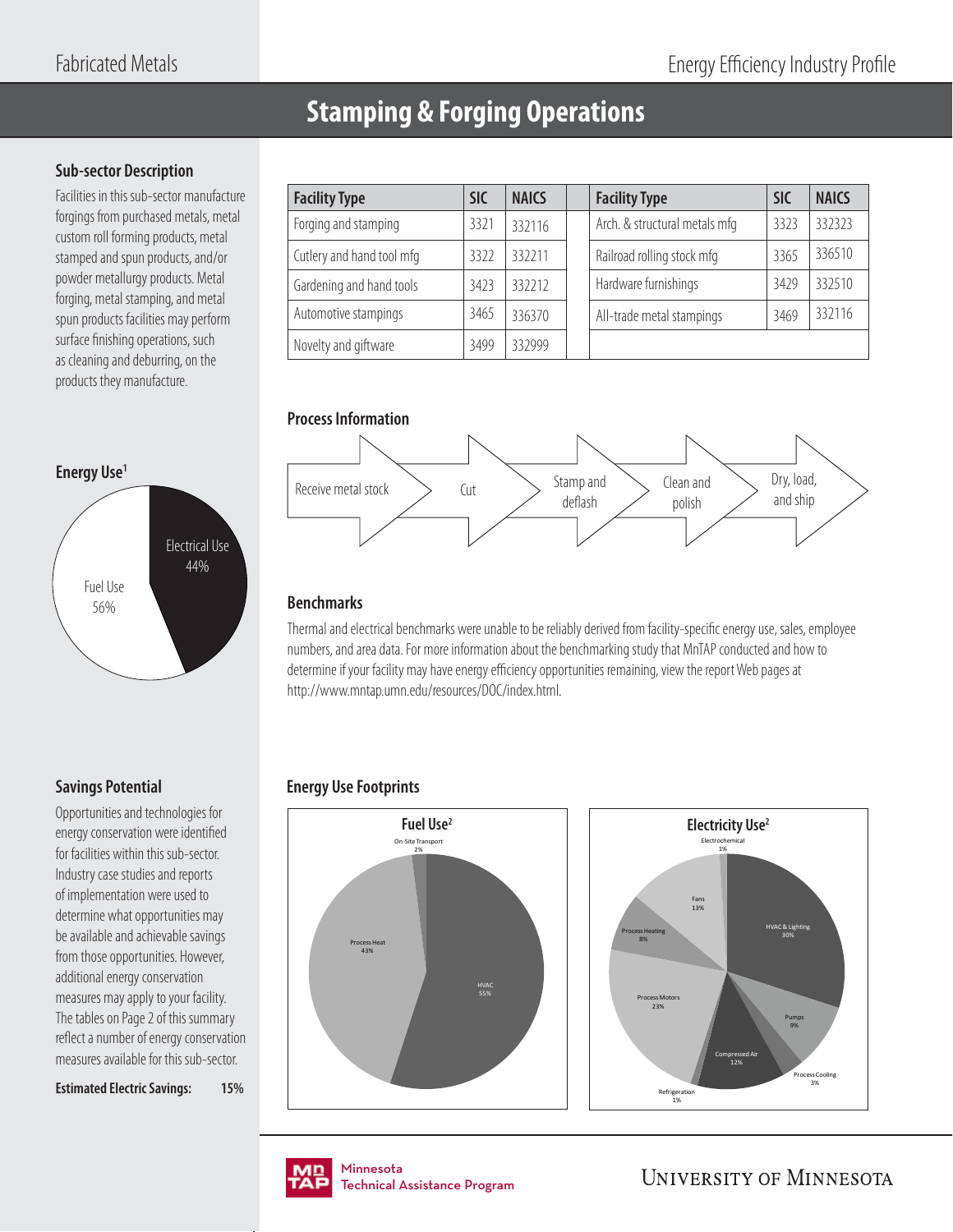# Stamping & Forging Operations

## Sub-sector Description

Facilities in this sub-sector manufacture forgings from purchased metals, metal custom roll forming products, metal stamped and spun products, and/or powder metallurgy products. Metal forging, metal stamping, and metal spun products facilities may perform surface finishing operations, such as cleaning and deburring, on the products they manufacture.

| Facility Type | SIC | NAICS | | Facility Type | SIC | NAICS |
|---|---|---|---|---|---|---|
| Forging and stamping | 3321 | 332116 | | Arch. & structural metals mfg | 3323 | 332323 |
| Cutlery and hand tool mfg | 3322 | 332211 | | Railroad rolling stock mfg | 3365 | 336510 |
| Gardening and hand tools | 3423 | 332212 | | Hardware furnishings | 3429 | 332510 |
| Automotive stampings | 3465 | 336370 | | All-trade metal stampings | 3469 | 332116 |
| Novelty and giftware | 3499 | 332999 | | | | |

## Energy Use[1]

- Electrical Use 44%
- Fuel Use 56%

## Process Information

Receive metal stock → Cut → Stamp and deflash → Clean and polish → Dry, load, and ship

## Benchmarks

Thermal and electrical benchmarks were unable to be reliably derived from facility-specific energy use, sales, employee numbers, and area data. For more information about the benchmarking study that MnTAP conducted and how to determine if your facility may have energy efficiency opportunities remaining, view the report Web pages at http://www.mntap.umn.edu/resources/DOC/index.html.

## Savings Potential

Opportunities and technologies for energy conservation were identified for facilities within this sub-sector. Industry case studies and reports of implementation were used to determine what opportunities may be available and achievable savings from those opportunities. However, additional energy conservation measures may apply to your facility. The tables on Page 2 of this summary reflect a number of energy conservation measures available for this sub-sector.

**Estimated Electric Savings: 15%**

## Energy Use Footprints

### Fuel Use[2]

- HVAC 55%
- Process Heat 43%
- On-Site Transport 2%

### Electricity Use[2]

- HVAC & Lighting 30%
- Pumps 9%
- Process Cooling 3%
- Compressed Air 12%
- Refrigeration 1%
- Process Motors 23%
- Process Heating 8%
- Fans 13%
- Electrochemical 1%

Minnesota Technical Assistance Program

University of Minnesota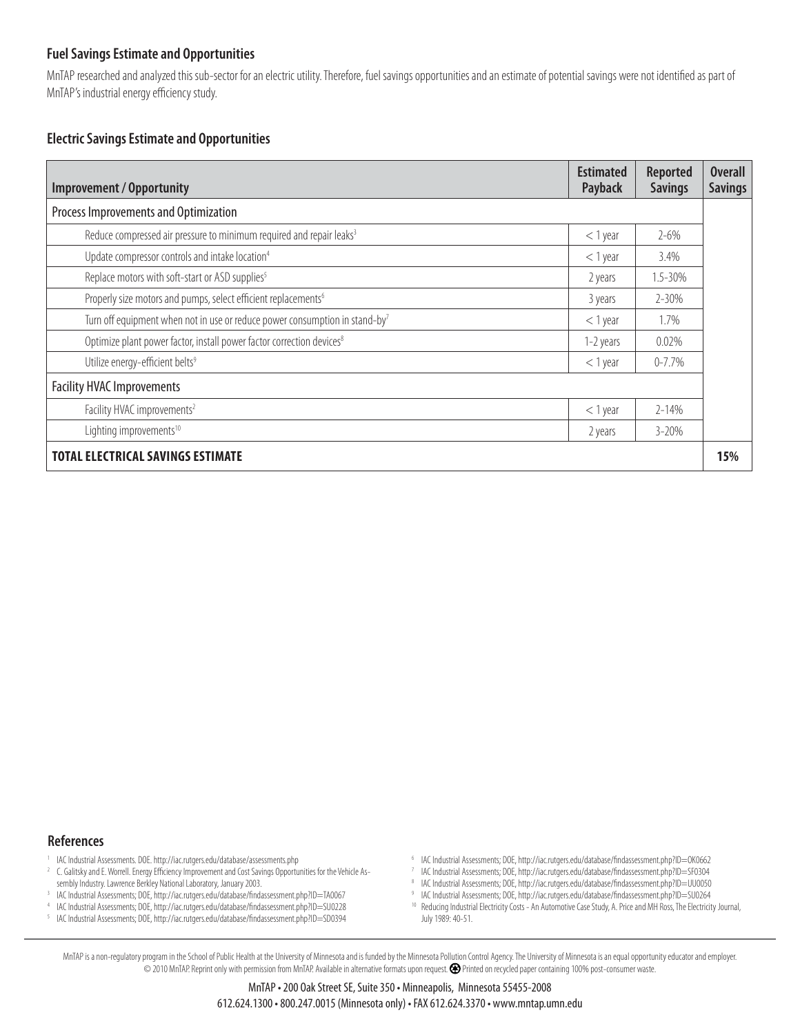### Fuel Savings Estimate and Opportunities

MnTAP researched and analyzed this sub-sector for an electric utility. Therefore, fuel savings opportunities and an estimate of potential savings were not identified as part of MnTAP's industrial energy efficiency study.

### Electric Savings Estimate and Opportunities

| Improvement / Opportunity | Estimated Payback | Reported Savings | Overall Savings |
|---|---|---|---|
| Process Improvements and Optimization | | | |
| Reduce compressed air pressure to minimum required and repair leaks[3] | < 1 year | 2-6% | |
| Update compressor controls and intake location[4] | < 1 year | 3.4% | |
| Replace motors with soft-start or ASD supplies[5] | 2 years | 1.5-30% | |
| Properly size motors and pumps, select efficient replacements[6] | 3 years | 2-30% | |
| Turn off equipment when not in use or reduce power consumption in stand-by[7] | < 1 year | 1.7% | |
| Optimize plant power factor, install power factor correction devices[8] | 1-2 years | 0.02% | |
| Utilize energy-efficient belts[9] | < 1 year | 0-7.7% | |
| Facility HVAC Improvements | | | |
| Facility HVAC improvements[2] | < 1 year | 2-14% | |
| Lighting improvements[10] | 2 years | 3-20% | |
| **TOTAL ELECTRICAL SAVINGS ESTIMATE** | | | **15%** |

### References

1. IAC Industrial Assessments. DOE. http://iac.rutgers.edu/database/assessments.php
2. C. Galitsky and E. Worrell. Energy Efficiency Improvement and Cost Savings Opportunities for the Vehicle Assembly Industry. Lawrence Berkley National Laboratory, January 2003.
3. IAC Industrial Assessments; DOE, http://iac.rutgers.edu/database/findassessment.php?ID=TA0067
4. IAC Industrial Assessments; DOE, http://iac.rutgers.edu/database/findassessment.php?ID=SU0228
5. IAC Industrial Assessments; DOE, http://iac.rutgers.edu/database/findassessment.php?ID=SD0394
6. IAC Industrial Assessments; DOE, http://iac.rutgers.edu/database/findassessment.php?ID=OK0662
7. IAC Industrial Assessments; DOE, http://iac.rutgers.edu/database/findassessment.php?ID=SF0304
8. IAC Industrial Assessments; DOE, http://iac.rutgers.edu/database/findassessment.php?ID=UU0050
9. IAC Industrial Assessments; DOE, http://iac.rutgers.edu/database/findassessment.php?ID=SU0264
10. Reducing Industrial Electricity Costs - An Automotive Case Study, A. Price and MH Ross, The Electricity Journal, July 1989: 40-51.

MnTAP is a non-regulatory program in the School of Public Health at the University of Minnesota and is funded by the Minnesota Pollution Control Agency. The University of Minnesota is an equal opportunity educator and employer. © 2010 MnTAP. Reprint only with permission from MnTAP. Available in alternative formats upon request. Printed on recycled paper containing 100% post-consumer waste.

MnTAP • 200 Oak Street SE, Suite 350 • Minneapolis, Minnesota 55455-2008
612.624.1300 • 800.247.0015 (Minnesota only) • FAX 612.624.3370 • www.mntap.umn.edu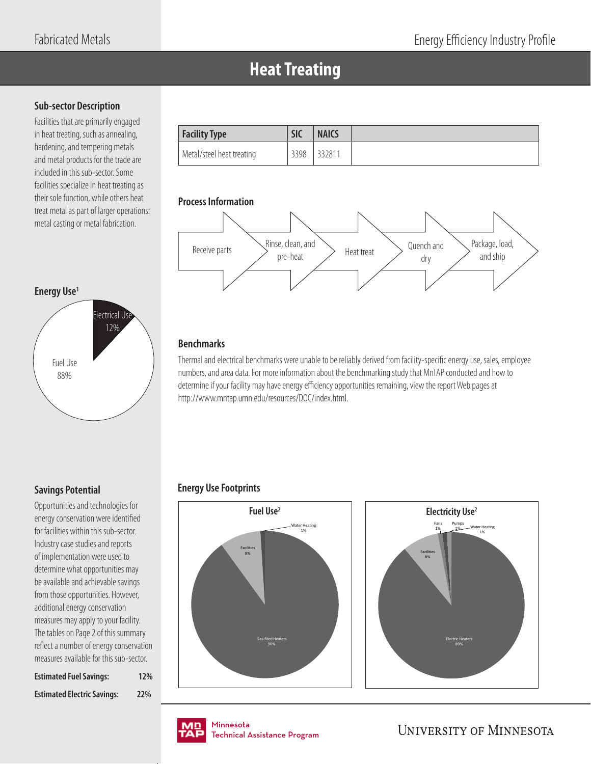# Heat Treating

## Sub-sector Description

Facilities that are primarily engaged in heat treating, such as annealing, hardening, and tempering metals and metal products for the trade are included in this sub-sector. Some facilities specialize in heat treating as their sole function, while others heat treat metal as part of larger operations: metal casting or metal fabrication.

| Facility Type | SIC | NAICS | |
|---|---|---|---|
| Metal/steel heat treating | 3398 | 332811 | |

## Process Information

Receive parts → Rinse, clean, and pre-heat → Heat treat → Quench and dry → Package, load, and ship

## Energy Use[1]

Electrical Use 12%

Fuel Use 88%

## Benchmarks

Thermal and electrical benchmarks were unable to be reliably derived from facility-specific energy use, sales, employee numbers, and area data. For more information about the benchmarking study that MnTAP conducted and how to determine if your facility may have energy efficiency opportunities remaining, view the report Web pages at http://www.mntap.umn.edu/resources/DOC/index.html.

## Savings Potential

Opportunities and technologies for energy conservation were identified for facilities within this sub-sector. Industry case studies and reports of implementation were used to determine what opportunities may be available and achievable savings from those opportunities. However, additional energy conservation measures may apply to your facility. The tables on Page 2 of this summary reflect a number of energy conservation measures available for this sub-sector.

**Estimated Fuel Savings:** 12%

**Estimated Electric Savings:** 22%

## Energy Use Footprints

**Fuel Use[2]**

Water Heating 1%

Facilities 9%

Gas-fired Heaters 90%

**Electricity Use[2]**

Fans 1%

Pumps 1%

Water Heating 1%

Facilities 8%

Electric Heaters 89%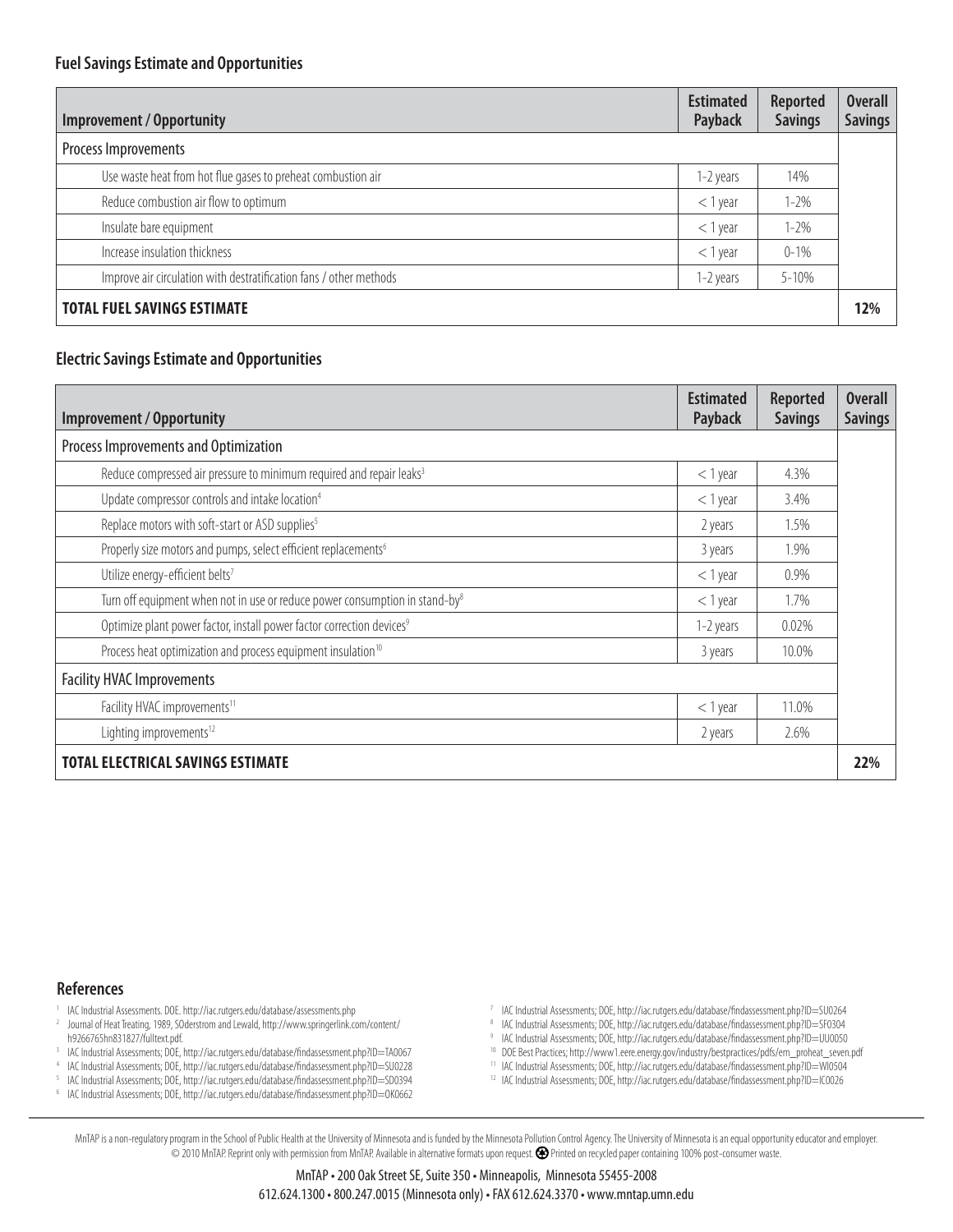### Fuel Savings Estimate and Opportunities

| Improvement / Opportunity | Estimated Payback | Reported Savings | Overall Savings |
|---|---|---|---|
| Process Improvements | | | |
| Use waste heat from hot flue gases to preheat combustion air | 1-2 years | 14% | |
| Reduce combustion air flow to optimum | < 1 year | 1-2% | |
| Insulate bare equipment | < 1 year | 1-2% | |
| Increase insulation thickness | < 1 year | 0-1% | |
| Improve air circulation with destratification fans / other methods | 1-2 years | 5-10% | |
| **TOTAL FUEL SAVINGS ESTIMATE** | | | **12%** |

### Electric Savings Estimate and Opportunities

| Improvement / Opportunity | Estimated Payback | Reported Savings | Overall Savings |
|---|---|---|---|
| Process Improvements and Optimization | | | |
| Reduce compressed air pressure to minimum required and repair leaks[3] | < 1 year | 4.3% | |
| Update compressor controls and intake location[4] | < 1 year | 3.4% | |
| Replace motors with soft-start or ASD supplies[5] | 2 years | 1.5% | |
| Properly size motors and pumps, select efficient replacements[6] | 3 years | 1.9% | |
| Utilize energy-efficient belts[7] | < 1 year | 0.9% | |
| Turn off equipment when not in use or reduce power consumption in stand-by[8] | < 1 year | 1.7% | |
| Optimize plant power factor, install power factor correction devices[9] | 1-2 years | 0.02% | |
| Process heat optimization and process equipment insulation[10] | 3 years | 10.0% | |
| Facility HVAC Improvements | | | |
| Facility HVAC improvements[11] | < 1 year | 11.0% | |
| Lighting improvements[12] | 2 years | 2.6% | |
| **TOTAL ELECTRICAL SAVINGS ESTIMATE** | | | **22%** |

### References

1. IAC Industrial Assessments. DOE. http://iac.rutgers.edu/database/assessments.php
2. Journal of Heat Treating, 1989, SOderstrom and Lewald, http://www.springerlink.com/content/h9266765hn831827/fulltext.pdf.
3. IAC Industrial Assessments; DOE, http://iac.rutgers.edu/database/findassessment.php?ID=TA0067
4. IAC Industrial Assessments; DOE, http://iac.rutgers.edu/database/findassessment.php?ID=SU0228
5. IAC Industrial Assessments; DOE, http://iac.rutgers.edu/database/findassessment.php?ID=SD0394
6. IAC Industrial Assessments; DOE, http://iac.rutgers.edu/database/findassessment.php?ID=OK0662
7. IAC Industrial Assessments; DOE, http://iac.rutgers.edu/database/findassessment.php?ID=SU0264
8. IAC Industrial Assessments; DOE, http://iac.rutgers.edu/database/findassessment.php?ID=SF0304
9. IAC Industrial Assessments; DOE, http://iac.rutgers.edu/database/findassessment.php?ID=UU0050
10. DOE Best Practices; http://www1.eere.energy.gov/industry/bestpractices/pdfs/em_proheat_seven.pdf
11. IAC Industrial Assessments; DOE, http://iac.rutgers.edu/database/findassessment.php?ID=WI0504
12. IAC Industrial Assessments; DOE, http://iac.rutgers.edu/database/findassessment.php?ID=IC0026

MnTAP is a non-regulatory program in the School of Public Health at the University of Minnesota and is funded by the Minnesota Pollution Control Agency. The University of Minnesota is an equal opportunity educator and employer. © 2010 MnTAP. Reprint only with permission from MnTAP. Available in alternative formats upon request. Printed on recycled paper containing 100% post-consumer waste.

MnTAP • 200 Oak Street SE, Suite 350 • Minneapolis, Minnesota 55455-2008
612.624.1300 • 800.247.0015 (Minnesota only) • FAX 612.624.3370 • www.mntap.umn.edu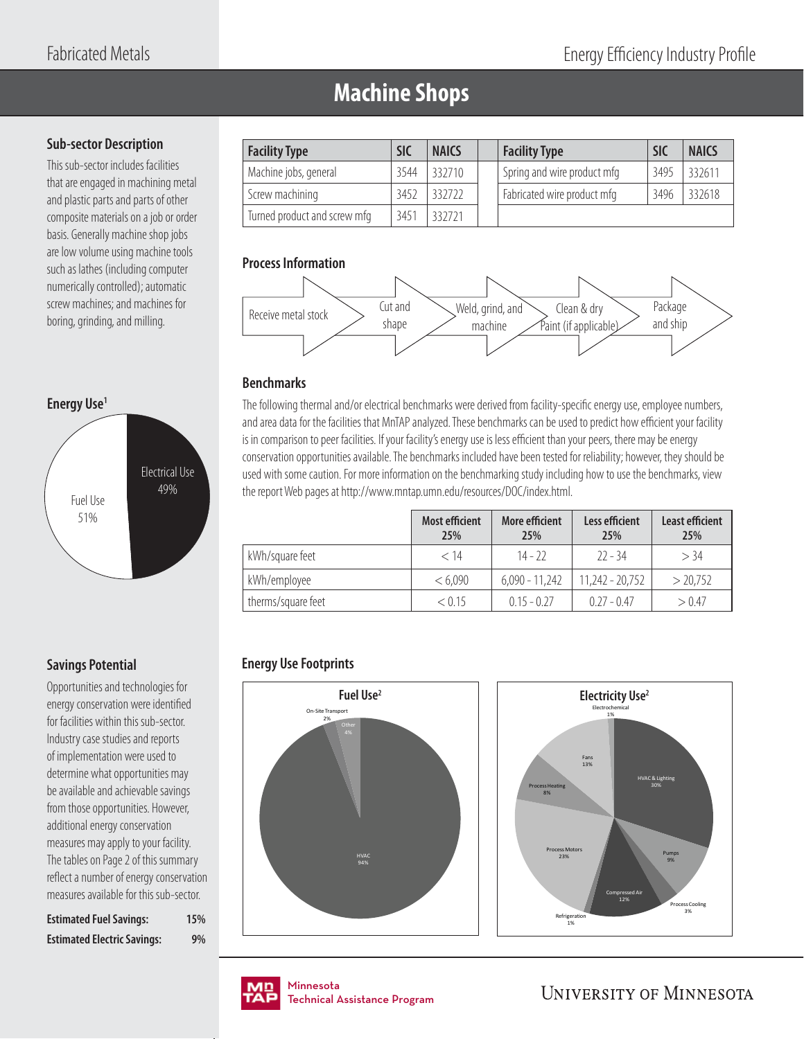# Machine Shops

## Sub-sector Description

This sub-sector includes facilities that are engaged in machining metal and plastic parts and parts of other composite materials on a job or order basis. Generally machine shop jobs are low volume using machine tools such as lathes (including computer numerically controlled); automatic screw machines; and machines for boring, grinding, and milling.

| Facility Type | SIC | NAICS | | Facility Type | SIC | NAICS |
|---|---|---|---|---|---|---|
| Machine jobs, general | 3544 | 332710 | | Spring and wire product mfg | 3495 | 332611 |
| Screw machining | 3452 | 332722 | | Fabricated wire product mfg | 3496 | 332618 |
| Turned product and screw mfg | 3451 | 332721 | | | | |

## Process Information

Receive metal stock → Cut and shape → Weld, grind, and machine → Clean & dry Paint (if applicable) → Package and ship

## Energy Use[1]

Electrical Use 49%

Fuel Use 51%

## Benchmarks

The following thermal and/or electrical benchmarks were derived from facility-specific energy use, employee numbers, and area data for the facilities that MnTAP analyzed. These benchmarks can be used to predict how efficient your facility is in comparison to peer facilities. If your facility's energy use is less efficient than your peers, there may be energy conservation opportunities available. The benchmarks included have been tested for reliability; however, they should be used with some caution. For more information on the benchmarking study including how to use the benchmarks, view the report Web pages at http://www.mntap.umn.edu/resources/DOC/index.html.

| | Most efficient 25% | More efficient 25% | Less efficient 25% | Least efficient 25% |
|---|---|---|---|---|
| kWh/square feet | < 14 | 14 - 22 | 22 - 34 | > 34 |
| kWh/employee | < 6,090 | 6,090 - 11,242 | 11,242 - 20,752 | > 20,752 |
| therms/square feet | < 0.15 | 0.15 - 0.27 | 0.27 - 0.47 | > 0.47 |

## Savings Potential

Opportunities and technologies for energy conservation were identified for facilities within this sub-sector. Industry case studies and reports of implementation were used to determine what opportunities may be available and achievable savings from those opportunities. However, additional energy conservation measures may apply to your facility. The tables on Page 2 of this summary reflect a number of energy conservation measures available for this sub-sector.

**Estimated Fuel Savings: 15%**

**Estimated Electric Savings: 9%**

## Energy Use Footprints

**Fuel Use[2]**

- HVAC 94%
- Other 4%
- On-Site Transport 2%

**Electricity Use[2]**

- HVAC & Lighting 30%
- Process Motors 23%
- Fans 13%
- Compressed Air 12%
- Pumps 9%
- Process Heating 8%
- Process Cooling 3%
- Electrochemical 1%
- Refrigeration 1%

Minnesota Technical Assistance Program

University of Minnesota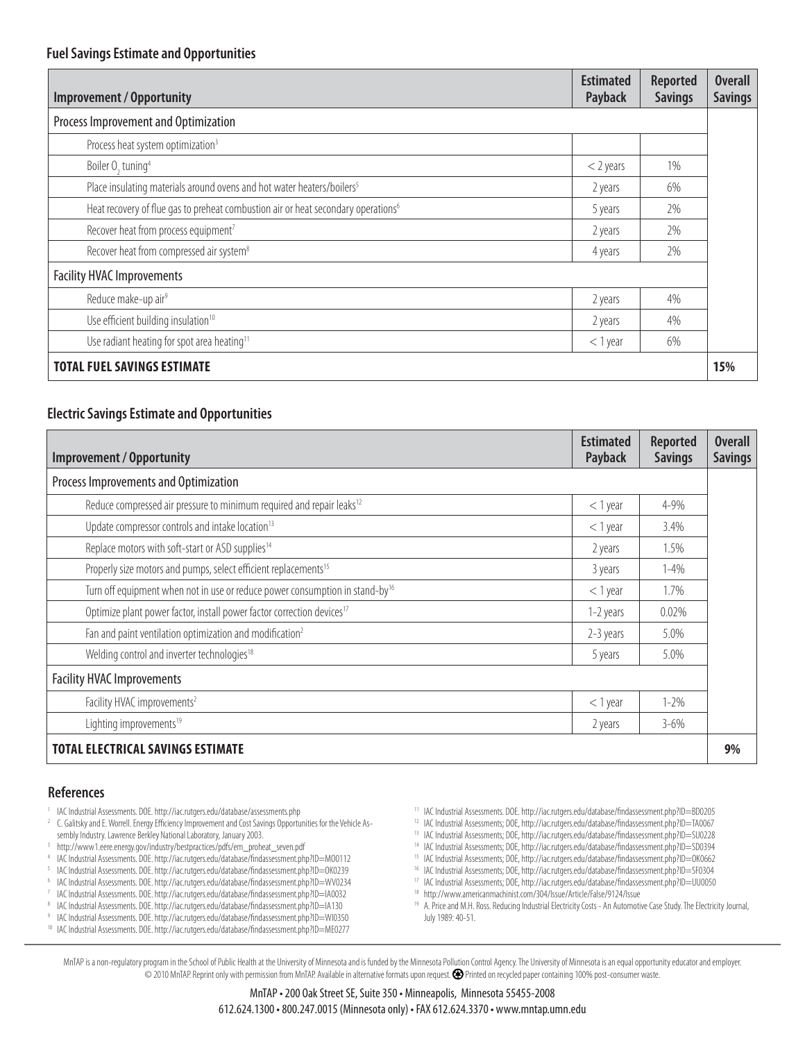### Fuel Savings Estimate and Opportunities

| Improvement / Opportunity | Estimated Payback | Reported Savings | Overall Savings |
|---|---|---|---|
| Process Improvement and Optimization | | | |
| Process heat system optimization[3] | | | |
| Boiler $O_2$ tuning[4] | < 2 years | 1% | |
| Place insulating materials around ovens and hot water heaters/boilers[5] | 2 years | 6% | |
| Heat recovery of flue gas to preheat combustion air or heat secondary operations[6] | 5 years | 2% | |
| Recover heat from process equipment[7] | 2 years | 2% | |
| Recover heat from compressed air system[8] | 4 years | 2% | |
| Facility HVAC Improvements | | | |
| Reduce make-up air[9] | 2 years | 4% | |
| Use efficient building insulation[10] | 2 years | 4% | |
| Use radiant heating for spot area heating[11] | < 1 year | 6% | |
| **TOTAL FUEL SAVINGS ESTIMATE** | | | **15%** |

### Electric Savings Estimate and Opportunities

| Improvement / Opportunity | Estimated Payback | Reported Savings | Overall Savings |
|---|---|---|---|
| Process Improvements and Optimization | | | |
| Reduce compressed air pressure to minimum required and repair leaks[12] | < 1 year | 4-9% | |
| Update compressor controls and intake location[13] | < 1 year | 3.4% | |
| Replace motors with soft-start or ASD supplies[14] | 2 years | 1.5% | |
| Properly size motors and pumps, select efficient replacements[15] | 3 years | 1-4% | |
| Turn off equipment when not in use or reduce power consumption in stand-by[16] | < 1 year | 1.7% | |
| Optimize plant power factor, install power factor correction devices[17] | 1-2 years | 0.02% | |
| Fan and paint ventilation optimization and modification[2] | 2-3 years | 5.0% | |
| Welding control and inverter technologies[18] | 5 years | 5.0% | |
| Facility HVAC Improvements | | | |
| Facility HVAC improvements[2] | < 1 year | 1-2% | |
| Lighting improvements[19] | 2 years | 3-6% | |
| **TOTAL ELECTRICAL SAVINGS ESTIMATE** | | | **9%** |

### References

1. IAC Industrial Assessments. DOE. http://iac.rutgers.edu/database/assessments.php
2. C. Galitsky and E. Worrell. Energy Efficiency Improvement and Cost Savings Opportunities for the Vehicle Assembly Industry. Lawrence Berkley National Laboratory, January 2003.
3. http://www1.eere.energy.gov/industry/bestpractices/pdfs/em_proheat_seven.pdf
4. IAC Industrial Assessments. DOE. http://iac.rutgers.edu/database/findassessment.php?ID=MO0112
5. IAC Industrial Assessments. DOE. http://iac.rutgers.edu/database/findassessment.php?ID=OK0239
6. IAC Industrial Assessments. DOE. http://iac.rutgers.edu/database/findassessment.php?ID=WV0234
7. IAC Industrial Assessments. DOE. http://iac.rutgers.edu/database/findassessment.php?ID=IA0032
8. IAC Industrial Assessments. DOE. http://iac.rutgers.edu/database/findassessment.php?ID=IA130
9. IAC Industrial Assessments. DOE. http://iac.rutgers.edu/database/findassessment.php?ID=WI0350
10. IAC Industrial Assessments. DOE. http://iac.rutgers.edu/database/findassessment.php?ID=ME0277
11. IAC Industrial Assessments. DOE. http://iac.rutgers.edu/database/findassessment.php?ID=BD0205
12. IAC Industrial Assessments; DOE, http://iac.rutgers.edu/database/findassessment.php?ID=TA0067
13. IAC Industrial Assessments; DOE, http://iac.rutgers.edu/database/findassessment.php?ID=SU0228
14. IAC Industrial Assessments; DOE, http://iac.rutgers.edu/database/findassessment.php?ID=SD0394
15. IAC Industrial Assessments; DOE, http://iac.rutgers.edu/database/findassessment.php?ID=OK0662
16. IAC Industrial Assessments; DOE, http://iac.rutgers.edu/database/findassessment.php?ID=SF0304
17. IAC Industrial Assessments; DOE, http://iac.rutgers.edu/database/findassessment.php?ID=UU0050
18. http://www.americanmachinist.com/304/Issue/Article/False/9124/Issue
19. A. Price and M.H. Ross. Reducing Industrial Electricity Costs - An Automotive Case Study. The Electricity Journal, July 1989: 40-51.

MnTAP is a non-regulatory program in the School of Public Health at the University of Minnesota and is funded by the Minnesota Pollution Control Agency. The University of Minnesota is an equal opportunity educator and employer. © 2010 MnTAP. Reprint only with permission from MnTAP. Available in alternative formats upon request. Printed on recycled paper containing 100% post-consumer waste.

MnTAP • 200 Oak Street SE, Suite 350 • Minneapolis, Minnesota 55455-2008
612.624.1300 • 800.247.0015 (Minnesota only) • FAX 612.624.3370 • www.mntap.umn.edu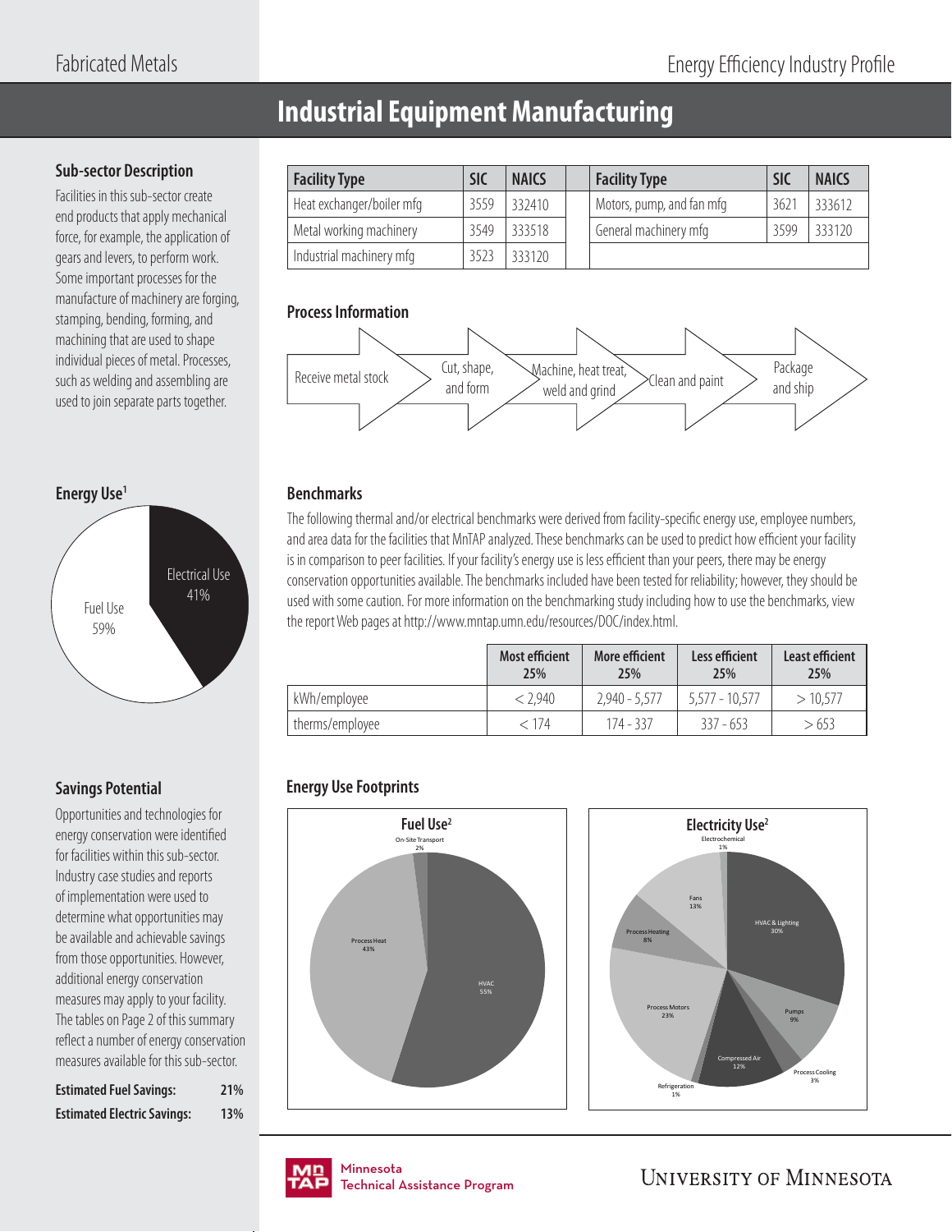# Industrial Equipment Manufacturing

## Sub-sector Description

Facilities in this sub-sector create end products that apply mechanical force, for example, the application of gears and levers, to perform work. Some important processes for the manufacture of machinery are forging, stamping, bending, forming, and machining that are used to shape individual pieces of metal. Processes, such as welding and assembling are used to join separate parts together.

| Facility Type | SIC | NAICS | | Facility Type | SIC | NAICS |
|---|---|---|---|---|---|---|
| Heat exchanger/boiler mfg | 3559 | 332410 | | Motors, pump, and fan mfg | 3621 | 333612 |
| Metal working machinery | 3549 | 333518 | | General machinery mfg | 3599 | 333120 |
| Industrial machinery mfg | 3523 | 333120 | | | | |

## Process Information

Receive metal stock → Cut, shape, and form → Machine, heat treat, weld and grind → Clean and paint → Package and ship

## Energy Use[1]

Electrical Use 41%

Fuel Use 59%

## Benchmarks

The following thermal and/or electrical benchmarks were derived from facility-specific energy use, employee numbers, and area data for the facilities that MnTAP analyzed. These benchmarks can be used to predict how efficient your facility is in comparison to peer facilities. If your facility's energy use is less efficient than your peers, there may be energy conservation opportunities available. The benchmarks included have been tested for reliability; however, they should be used with some caution. For more information on the benchmarking study including how to use the benchmarks, view the report Web pages at http://www.mntap.umn.edu/resources/DOC/index.html.

| | Most efficient 25% | More efficient 25% | Less efficient 25% | Least efficient 25% |
|---|---|---|---|---|
| kWh/employee | < 2,940 | 2,940 - 5,577 | 5,577 - 10,577 | > 10,577 |
| therms/employee | < 174 | 174 - 337 | 337 - 653 | > 653 |

## Savings Potential

Opportunities and technologies for energy conservation were identified for facilities within this sub-sector. Industry case studies and reports of implementation were used to determine what opportunities may be available and achievable savings from those opportunities. However, additional energy conservation measures may apply to your facility. The tables on Page 2 of this summary reflect a number of energy conservation measures available for this sub-sector.

**Estimated Fuel Savings:** 21%

**Estimated Electric Savings:** 13%

## Energy Use Footprints

Fuel Use[2]

On-Site Transport 2%

Process Heat 43%

HVAC 55%

Electricity Use[2]

Electrochemical 1%

Fans 13%

HVAC & Lighting 30%

Process Heating 8%

Process Motors 23%

Pumps 9%

Compressed Air 12%

Process Cooling 3%

Refrigeration 1%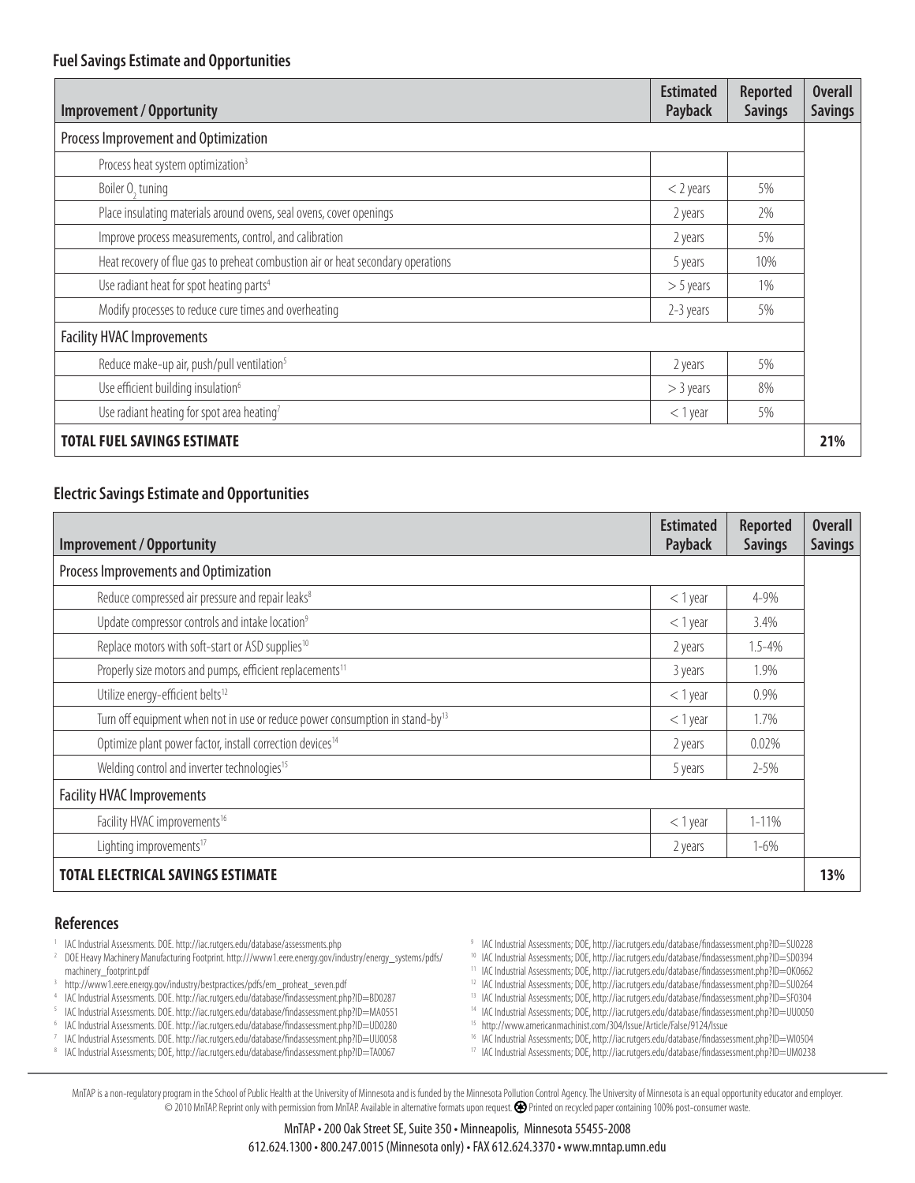### Fuel Savings Estimate and Opportunities

| Improvement / Opportunity | Estimated Payback | Reported Savings | Overall Savings |
|---|---|---|---|
| Process Improvement and Optimization | | | |
| Process heat system optimization[3] | | | |
| Boiler $O_2$ tuning | < 2 years | 5% | |
| Place insulating materials around ovens, seal ovens, cover openings | 2 years | 2% | |
| Improve process measurements, control, and calibration | 2 years | 5% | |
| Heat recovery of flue gas to preheat combustion air or heat secondary operations | 5 years | 10% | |
| Use radiant heat for spot heating parts[4] | > 5 years | 1% | |
| Modify processes to reduce cure times and overheating | 2-3 years | 5% | |
| Facility HVAC Improvements | | | |
| Reduce make-up air, push/pull ventilation[5] | 2 years | 5% | |
| Use efficient building insulation[6] | > 3 years | 8% | |
| Use radiant heating for spot area heating[7] | < 1 year | 5% | |
| **TOTAL FUEL SAVINGS ESTIMATE** | | | **21%** |

### Electric Savings Estimate and Opportunities

| Improvement / Opportunity | Estimated Payback | Reported Savings | Overall Savings |
|---|---|---|---|
| Process Improvements and Optimization | | | |
| Reduce compressed air pressure and repair leaks[8] | < 1 year | 4-9% | |
| Update compressor controls and intake location[9] | < 1 year | 3.4% | |
| Replace motors with soft-start or ASD supplies[10] | 2 years | 1.5-4% | |
| Properly size motors and pumps, efficient replacements[11] | 3 years | 1.9% | |
| Utilize energy-efficient belts[12] | < 1 year | 0.9% | |
| Turn off equipment when not in use or reduce power consumption in stand-by[13] | < 1 year | 1.7% | |
| Optimize plant power factor, install correction devices[14] | 2 years | 0.02% | |
| Welding control and inverter technologies[15] | 5 years | 2-5% | |
| Facility HVAC Improvements | | | |
| Facility HVAC improvements[16] | < 1 year | 1-11% | |
| Lighting improvements[17] | 2 years | 1-6% | |
| **TOTAL ELECTRICAL SAVINGS ESTIMATE** | | | **13%** |

### References

1. IAC Industrial Assessments. DOE. http://iac.rutgers.edu/database/assessments.php
2. DOE Heavy Machinery Manufacturing Footprint. http:///www1.eere.energy.gov/industry/energy_systems/pdfs/machinery_footprint.pdf
3. http://www1.eere.energy.gov/industry/bestpractices/pdfs/em_proheat_seven.pdf
4. IAC Industrial Assessments. DOE. http://iac.rutgers.edu/database/findassessment.php?ID=BD0287
5. IAC Industrial Assessments. DOE. http://iac.rutgers.edu/database/findassessment.php?ID=MA0551
6. IAC Industrial Assessments. DOE. http://iac.rutgers.edu/database/findassessment.php?ID=UD0280
7. IAC Industrial Assessments. DOE. http://iac.rutgers.edu/database/findassessment.php?ID=UU0058
8. IAC Industrial Assessments; DOE, http://iac.rutgers.edu/database/findassessment.php?ID=TA0067
9. IAC Industrial Assessments; DOE, http://iac.rutgers.edu/database/findassessment.php?ID=SU0228
10. IAC Industrial Assessments; DOE, http://iac.rutgers.edu/database/findassessment.php?ID=SD0394
11. IAC Industrial Assessments; DOE, http://iac.rutgers.edu/database/findassessment.php?ID=OK0662
12. IAC Industrial Assessments; DOE, http://iac.rutgers.edu/database/findassessment.php?ID=SU0264
13. IAC Industrial Assessments; DOE, http://iac.rutgers.edu/database/findassessment.php?ID=SF0304
14. IAC Industrial Assessments; DOE, http://iac.rutgers.edu/database/findassessment.php?ID=UU0050
15. http://www.americanmachinist.com/304/Issue/Article/False/9124/Issue
16. IAC Industrial Assessments; DOE, http://iac.rutgers.edu/database/findassessment.php?ID=WI0504
17. IAC Industrial Assessments; DOE, http://iac.rutgers.edu/database/findassessment.php?ID=UM0238

MnTAP is a non-regulatory program in the School of Public Health at the University of Minnesota and is funded by the Minnesota Pollution Control Agency. The University of Minnesota is an equal opportunity educator and employer. © 2010 MnTAP. Reprint only with permission from MnTAP. Available in alternative formats upon request. Printed on recycled paper containing 100% post-consumer waste.

MnTAP • 200 Oak Street SE, Suite 350 • Minneapolis, Minnesota 55455-2008
612.624.1300 • 800.247.0015 (Minnesota only) • FAX 612.624.3370 • www.mntap.umn.edu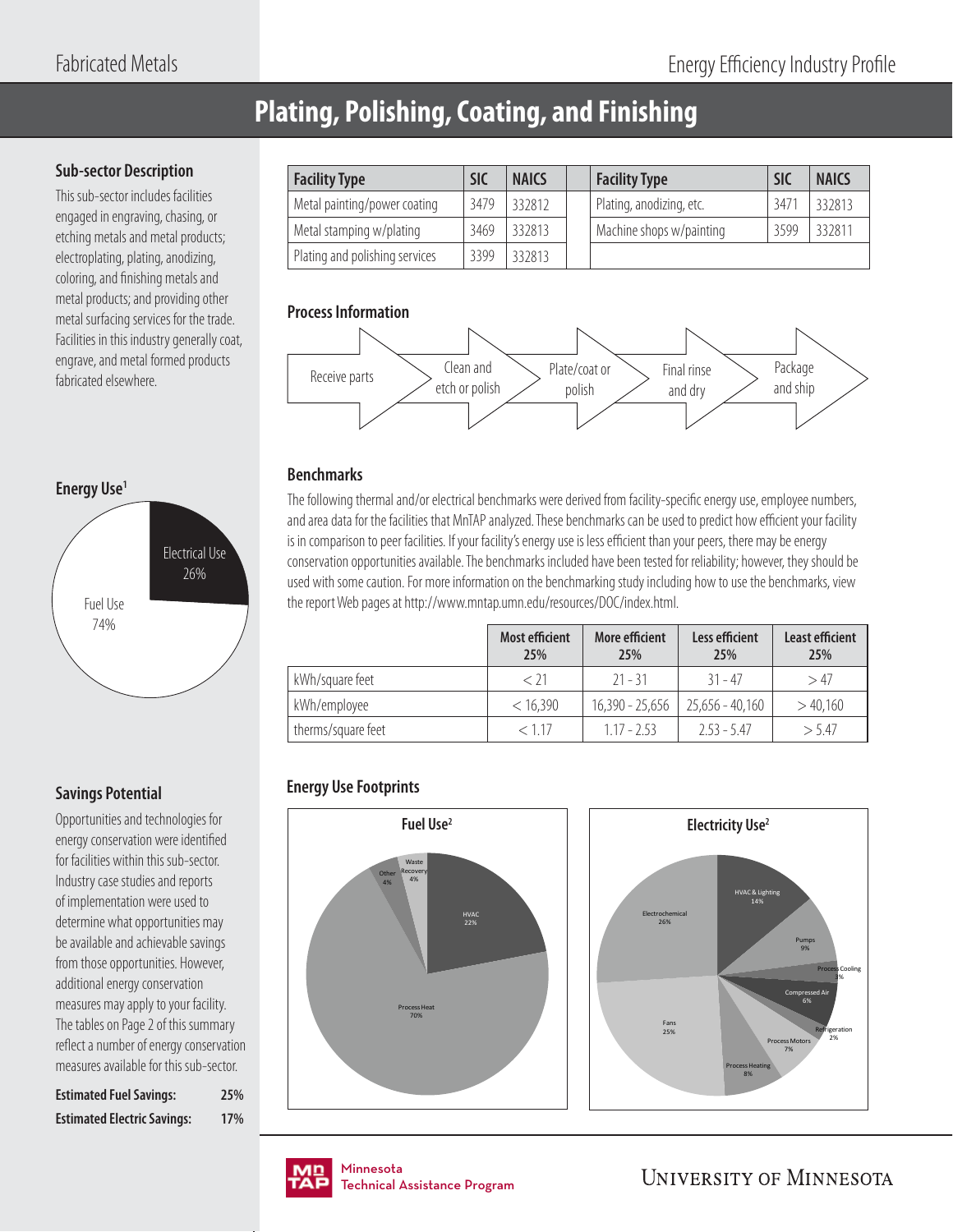# Plating, Polishing, Coating, and Finishing

## Sub-sector Description

This sub-sector includes facilities engaged in engraving, chasing, or etching metals and metal products; electroplating, plating, anodizing, coloring, and finishing metals and metal products; and providing other metal surfacing services for the trade. Facilities in this industry generally coat, engrave, and metal formed products fabricated elsewhere.

| Facility Type | SIC | NAICS | Facility Type | SIC | NAICS |
|---|---|---|---|---|---|
| Metal painting/power coating | 3479 | 332812 | Plating, anodizing, etc. | 3471 | 332813 |
| Metal stamping w/plating | 3469 | 332813 | Machine shops w/painting | 3599 | 332811 |
| Plating and polishing services | 3399 | 332813 | | | |

## Process Information

Receive parts → Clean and etch or polish → Plate/coat or polish → Final rinse and dry → Package and ship

## Energy Use[1]

Electrical Use 26%

Fuel Use 74%

## Benchmarks

The following thermal and/or electrical benchmarks were derived from facility-specific energy use, employee numbers, and area data for the facilities that MnTAP analyzed. These benchmarks can be used to predict how efficient your facility is in comparison to peer facilities. If your facility's energy use is less efficient than your peers, there may be energy conservation opportunities available. The benchmarks included have been tested for reliability; however, they should be used with some caution. For more information on the benchmarking study including how to use the benchmarks, view the report Web pages at http://www.mntap.umn.edu/resources/DOC/index.html.

| | Most efficient 25% | More efficient 25% | Less efficient 25% | Least efficient 25% |
|---|---|---|---|---|
| kWh/square feet | < 21 | 21 - 31 | 31 - 47 | > 47 |
| kWh/employee | < 16,390 | 16,390 - 25,656 | 25,656 - 40,160 | > 40,160 |
| therms/square feet | < 1.17 | 1.17 - 2.53 | 2.53 - 5.47 | > 5.47 |

## Savings Potential

Opportunities and technologies for energy conservation were identified for facilities within this sub-sector. Industry case studies and reports of implementation were used to determine what opportunities may be available and achievable savings from those opportunities. However, additional energy conservation measures may apply to your facility. The tables on Page 2 of this summary reflect a number of energy conservation measures available for this sub-sector.

**Estimated Fuel Savings:** 25%

**Estimated Electric Savings:** 17%

## Energy Use Footprints

**Fuel Use[2]**

HVAC 22%

Process Heat 70%

Other 4%

Waste Recovery 4%

**Electricity Use[2]**

HVAC & Lighting 14%

Pumps 9%

Process Cooling 3%

Compressed Air 6%

Refrigeration 2%

Process Motors 7%

Process Heating 8%

Fans 25%

Electrochemical 26%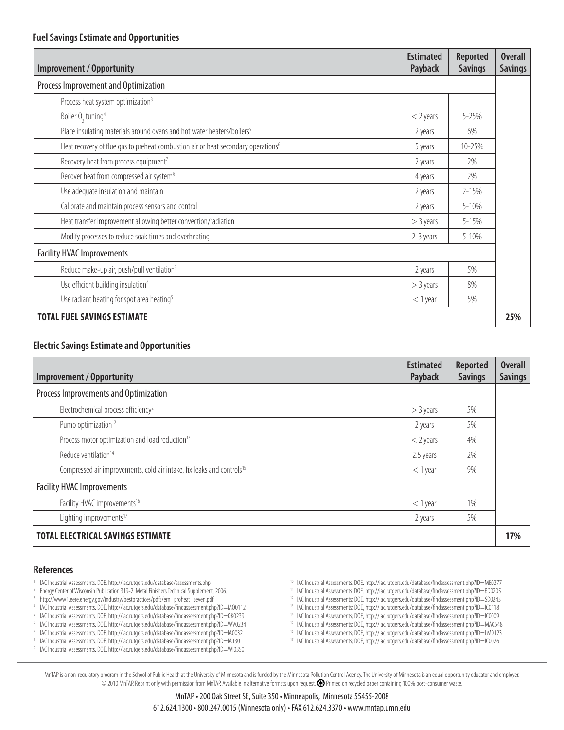### Fuel Savings Estimate and Opportunities

| Improvement / Opportunity | Estimated Payback | Reported Savings | Overall Savings |
|---|---|---|---|
| Process Improvement and Optimization | | | |
| Process heat system optimization[3] | | | |
| Boiler $O_2$ tuning[4] | < 2 years | 5-25% | |
| Place insulating materials around ovens and hot water heaters/boilers[5] | 2 years | 6% | |
| Heat recovery of flue gas to preheat combustion air or heat secondary operations[6] | 5 years | 10-25% | |
| Recovery heat from process equipment[7] | 2 years | 2% | |
| Recover heat from compressed air system[8] | 4 years | 2% | |
| Use adequate insulation and maintain | 2 years | 2-15% | |
| Calibrate and maintain process sensors and control | 2 years | 5-10% | |
| Heat transfer improvement allowing better convection/radiation | > 3 years | 5-15% | |
| Modify processes to reduce soak times and overheating | 2-3 years | 5-10% | |
| Facility HVAC Improvements | | | |
| Reduce make-up air, push/pull ventilation[3] | 2 years | 5% | |
| Use efficient building insulation[4] | > 3 years | 8% | |
| Use radiant heating for spot area heating[5] | < 1 year | 5% | |
| **TOTAL FUEL SAVINGS ESTIMATE** | | | **25%** |

### Electric Savings Estimate and Opportunities

| Improvement / Opportunity | Estimated Payback | Reported Savings | Overall Savings |
|---|---|---|---|
| Process Improvements and Optimization | | | |
| Electrochemical process efficiency[2] | > 3 years | 5% | |
| Pump optimization[12] | 2 years | 5% | |
| Process motor optimization and load reduction[13] | < 2 years | 4% | |
| Reduce ventilation[14] | 2.5 years | 2% | |
| Compressed air improvements, cold air intake, fix leaks and controls[15] | < 1 year | 9% | |
| Facility HVAC Improvements | | | |
| Facility HVAC improvements[16] | < 1 year | 1% | |
| Lighting improvements[17] | 2 years | 5% | |
| **TOTAL ELECTRICAL SAVINGS ESTIMATE** | | | **17%** |

### References

1. IAC Industrial Assessments. DOE. http://iac.rutgers.edu/database/assessments.php
2. Energy Center of Wisconsin Publication 319-2. Metal Finishers Technical Supplement. 2006.
3. http://www1.eere.energy.gov/industry/bestpractices/pdfs/em_proheat_seven.pdf
4. IAC Industrial Assessments. DOE. http://iac.rutgers.edu/database/findassessment.php?ID=MO0112
5. IAC Industrial Assessments. DOE. http://iac.rutgers.edu/database/findassessment.php?ID=OK0239
6. IAC Industrial Assessments. DOE. http://iac.rutgers.edu/database/findassessment.php?ID=WV0234
7. IAC Industrial Assessments. DOE. http://iac.rutgers.edu/database/findassessment.php?ID=IA0032
8. IAC Industrial Assessments. DOE. http://iac.rutgers.edu/database/findassessment.php?ID=IA130
9. IAC Industrial Assessments. DOE. http://iac.rutgers.edu/database/findassessment.php?ID=WI0350
10. IAC Industrial Assessments. DOE. http://iac.rutgers.edu/database/findassessment.php?ID=ME0277
11. IAC Industrial Assessments. DOE. http://iac.rutgers.edu/database/findassessment.php?ID=BD0205
12. IAC Industrial Assessments; DOE, http://iac.rutgers.edu/database/findassessment.php?ID=SD0243
13. IAC Industrial Assessments; DOE, http://iac.rutgers.edu/database/findassessment.php?ID=IC0118
14. IAC Industrial Assessments; DOE, http://iac.rutgers.edu/database/findassessment.php?ID=IC0009
15. IAC Industrial Assessments; DOE, http://iac.rutgers.edu/database/findassessment.php?ID=MA0548
16. IAC Industrial Assessments; DOE, http://iac.rutgers.edu/database/findassessment.php?ID=LM0123
17. IAC Industrial Assessments; DOE, http://iac.rutgers.edu/database/findassessment.php?ID=IC0026

MnTAP is a non-regulatory program in the School of Public Health at the University of Minnesota and is funded by the Minnesota Pollution Control Agency. The University of Minnesota is an equal opportunity educator and employer. © 2010 MnTAP. Reprint only with permission from MnTAP. Available in alternative formats upon request. Printed on recycled paper containing 100% post-consumer waste.

MnTAP • 200 Oak Street SE, Suite 350 • Minneapolis, Minnesota 55455-2008
612.624.1300 • 800.247.0015 (Minnesota only) • FAX 612.624.3370 • www.mntap.umn.edu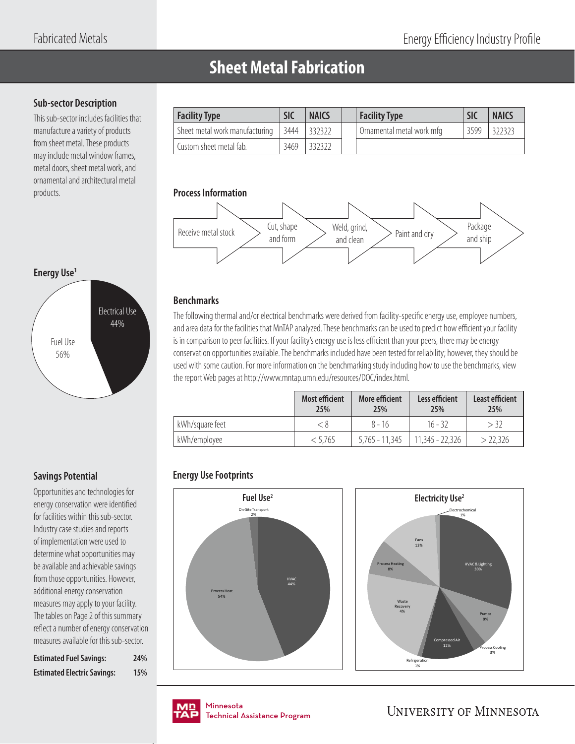# Sheet Metal Fabrication

## Sub-sector Description

This sub-sector includes facilities that manufacture a variety of products from sheet metal. These products may include metal window frames, metal doors, sheet metal work, and ornamental and architectural metal products.

| Facility Type | SIC | NAICS | Facility Type | SIC | NAICS |
|---|---|---|---|---|---|
| Sheet metal work manufacturing | 3444 | 332322 | Ornamental metal work mfg | 3599 | 322323 |
| Custom sheet metal fab. | 3469 | 332322 | | | |

## Process Information

Receive metal stock → Cut, shape and form → Weld, grind, and clean → Paint and dry → Package and ship

## Energy Use[1]

Electrical Use 44%

Fuel Use 56%

## Benchmarks

The following thermal and/or electrical benchmarks were derived from facility-specific energy use, employee numbers, and area data for the facilities that MnTAP analyzed. These benchmarks can be used to predict how efficient your facility is in comparison to peer facilities. If your facility's energy use is less efficient than your peers, there may be energy conservation opportunities available. The benchmarks included have been tested for reliability; however, they should be used with some caution. For more information on the benchmarking study including how to use the benchmarks, view the report Web pages at http://www.mntap.umn.edu/resources/DOC/index.html.

| | Most efficient 25% | More efficient 25% | Less efficient 25% | Least efficient 25% |
|---|---|---|---|---|
| kWh/square feet | < 8 | 8 - 16 | 16 - 32 | > 32 |
| kWh/employee | < 5,765 | 5,765 - 11,345 | 11,345 - 22,326 | > 22,326 |

## Savings Potential

Opportunities and technologies for energy conservation were identified for facilities within this sub-sector. Industry case studies and reports of implementation were used to determine what opportunities may be available and achievable savings from those opportunities. However, additional energy conservation measures may apply to your facility. The tables on Page 2 of this summary reflect a number of energy conservation measures available for this sub-sector.

**Estimated Fuel Savings: 24%**

**Estimated Electric Savings: 15%**

## Energy Use Footprints

**Fuel Use[2]**

On-Site Transport 2%

HVAC 44%

Process Heat 54%

**Electricity Use[2]**

Electrochemical 1%

HVAC & Lighting 30%

Pumps 9%

Process Cooling 3%

Compressed Air 12%

Refrigeration 1%

Waste Recovery 4%

Process Heating 8%

Fans 13%

Minnesota Technical Assistance Program

University of Minnesota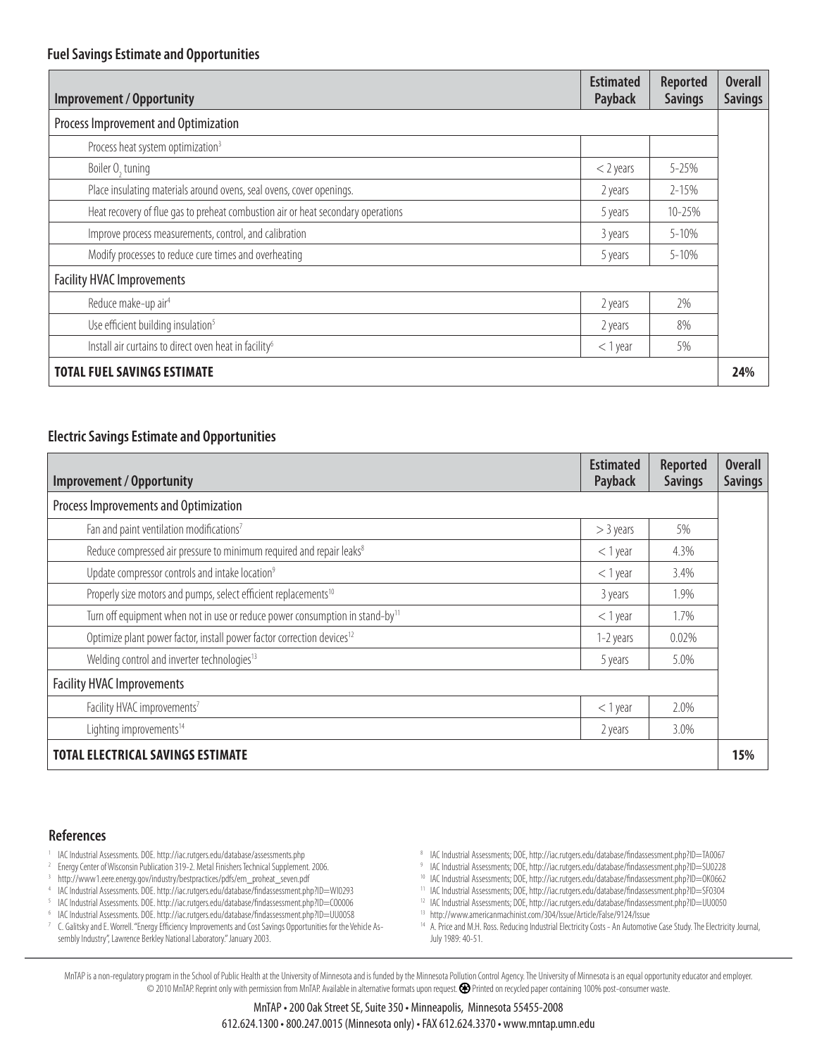### Fuel Savings Estimate and Opportunities

| Improvement / Opportunity | Estimated Payback | Reported Savings | Overall Savings |
|---|---|---|---|
| Process Improvement and Optimization | | | |
| Process heat system optimization[3] | | | |
| Boiler $O_2$ tuning | < 2 years | 5-25% | |
| Place insulating materials around ovens, seal ovens, cover openings. | 2 years | 2-15% | |
| Heat recovery of flue gas to preheat combustion air or heat secondary operations | 5 years | 10-25% | |
| Improve process measurements, control, and calibration | 3 years | 5-10% | |
| Modify processes to reduce cure times and overheating | 5 years | 5-10% | |
| Facility HVAC Improvements | | | |
| Reduce make-up air[4] | 2 years | 2% | |
| Use efficient building insulation[5] | 2 years | 8% | |
| Install air curtains to direct oven heat in facility[6] | < 1 year | 5% | |
| **TOTAL FUEL SAVINGS ESTIMATE** | | | **24%** |

### Electric Savings Estimate and Opportunities

| Improvement / Opportunity | Estimated Payback | Reported Savings | Overall Savings |
|---|---|---|---|
| Process Improvements and Optimization | | | |
| Fan and paint ventilation modifications[7] | > 3 years | 5% | |
| Reduce compressed air pressure to minimum required and repair leaks[8] | < 1 year | 4.3% | |
| Update compressor controls and intake location[9] | < 1 year | 3.4% | |
| Properly size motors and pumps, select efficient replacements[10] | 3 years | 1.9% | |
| Turn off equipment when not in use or reduce power consumption in stand-by[11] | < 1 year | 1.7% | |
| Optimize plant power factor, install power factor correction devices[12] | 1-2 years | 0.02% | |
| Welding control and inverter technologies[13] | 5 years | 5.0% | |
| Facility HVAC Improvements | | | |
| Facility HVAC improvements[7] | < 1 year | 2.0% | |
| Lighting improvements[14] | 2 years | 3.0% | |
| **TOTAL ELECTRICAL SAVINGS ESTIMATE** | | | **15%** |

## References

1. IAC Industrial Assessments. DOE. http://iac.rutgers.edu/database/assessments.php
2. Energy Center of Wisconsin Publication 319-2. Metal Finishers Technical Supplement. 2006.
3. http://www1.eere.energy.gov/industry/bestpractices/pdfs/em_proheat_seven.pdf
4. IAC Industrial Assessments. DOE. http://iac.rutgers.edu/database/findassessment.php?ID=WI0293
5. IAC Industrial Assessments. DOE. http://iac.rutgers.edu/database/findassessment.php?ID=CO0006
6. IAC Industrial Assessments. DOE. http://iac.rutgers.edu/database/findassessment.php?ID=UU0058
7. C. Galitsky and E. Worrell. "Energy Efficiency Improvements and Cost Savings Opportunities for the Vehicle Assembly Industry", Lawrence Berkley National Laboratory." January 2003.
8. IAC Industrial Assessments; DOE, http://iac.rutgers.edu/database/findassessment.php?ID=TA0067
9. IAC Industrial Assessments; DOE, http://iac.rutgers.edu/database/findassessment.php?ID=SU0228
10. IAC Industrial Assessments; DOE, http://iac.rutgers.edu/database/findassessment.php?ID=OK0662
11. IAC Industrial Assessments; DOE, http://iac.rutgers.edu/database/findassessment.php?ID=SF0304
12. IAC Industrial Assessments; DOE, http://iac.rutgers.edu/database/findassessment.php?ID=UU0050
13. http://www.americanmachinist.com/304/Issue/Article/False/9124/Issue
14. A. Price and M.H. Ross. Reducing Industrial Electricity Costs - An Automotive Case Study. The Electricity Journal, July 1989: 40-51.

MnTAP is a non-regulatory program in the School of Public Health at the University of Minnesota and is funded by the Minnesota Pollution Control Agency. The University of Minnesota is an equal opportunity educator and employer. © 2010 MnTAP. Reprint only with permission from MnTAP. Available in alternative formats upon request. Printed on recycled paper containing 100% post-consumer waste.

MnTAP • 200 Oak Street SE, Suite 350 • Minneapolis, Minnesota 55455-2008
612.624.1300 • 800.247.0015 (Minnesota only) • FAX 612.624.3370 • www.mntap.umn.edu